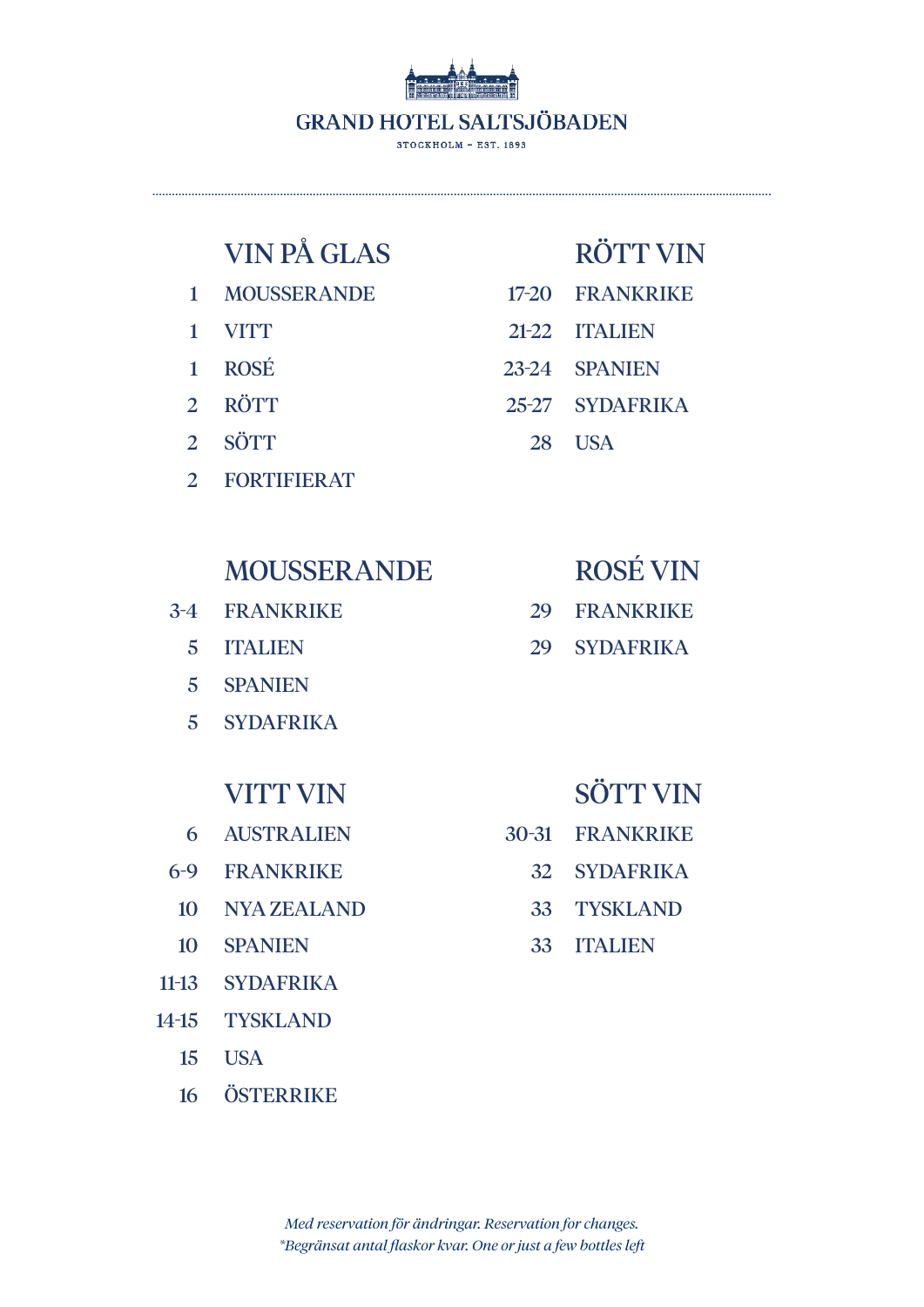# GRAND HOTEL SALTSJÖBADEN

STOCKHOLM – EST. 1893

## VIN PÅ GLAS

| | |
|---|---|
| 1 | MOUSSERANDE |
| 1 | VITT |
| 1 | ROSÉ |
| 2 | RÖTT |
| 2 | SÖTT |
| 2 | FORTIFIERAT |

## MOUSSERANDE

| | |
|---|---|
| 3-4 | FRANKRIKE |
| 5 | ITALIEN |
| 5 | SPANIEN |
| 5 | SYDAFRIKA |

## VITT VIN

| | |
|---|---|
| 6 | AUSTRALIEN |
| 6-9 | FRANKRIKE |
| 10 | NYA ZEALAND |
| 10 | SPANIEN |
| 11-13 | SYDAFRIKA |
| 14-15 | TYSKLAND |
| 15 | USA |
| 16 | ÖSTERRIKE |

## RÖTT VIN

| | |
|---|---|
| 17-20 | FRANKRIKE |
| 21-22 | ITALIEN |
| 23-24 | SPANIEN |
| 25-27 | SYDAFRIKA |
| 28 | USA |

## ROSÉ VIN

| | |
|---|---|
| 29 | FRANKRIKE |
| 29 | SYDAFRIKA |

## SÖTT VIN

| | |
|---|---|
| 30-31 | FRANKRIKE |
| 32 | SYDAFRIKA |
| 33 | TYSKLAND |
| 33 | ITALIEN |

*Med reservation för ändringar. Reservation for changes.*
*\*Begränsat antal flaskor kvar. One or just a few bottles left*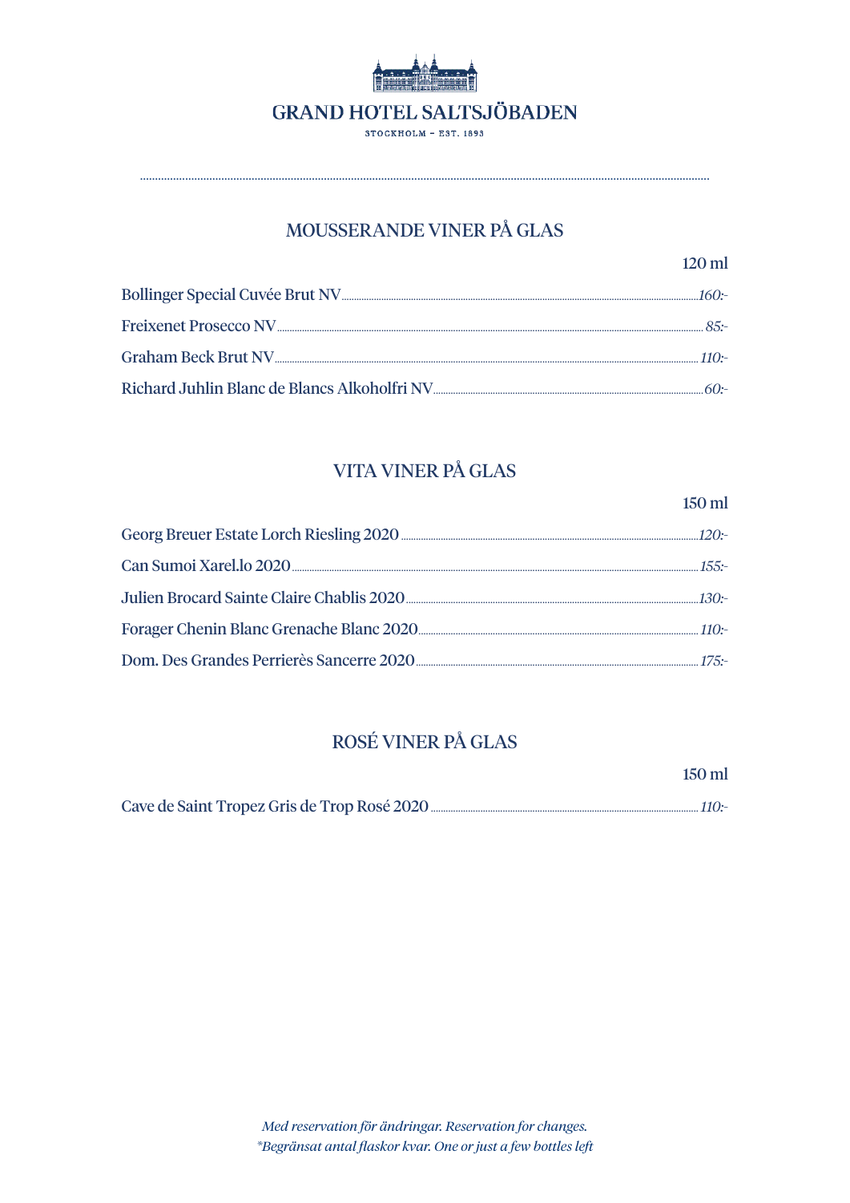# GRAND HOTEL SALTSJÖBADEN

STOCKHOLM – EST. 1893

## MOUSSERANDE VINER PÅ GLAS

| | 120 ml |
|---|---|
| Bollinger Special Cuvée Brut NV | *160:-* |
| Freixenet Prosecco NV | *85:-* |
| Graham Beck Brut NV | *110:-* |
| Richard Juhlin Blanc de Blancs Alkoholfri NV | *60:-* |

## VITA VINER PÅ GLAS

| | 150 ml |
|---|---|
| Georg Breuer Estate Lorch Riesling 2020 | *120:-* |
| Can Sumoi Xarel.lo 2020 | *155:-* |
| Julien Brocard Sainte Claire Chablis 2020 | *130:-* |
| Forager Chenin Blanc Grenache Blanc 2020 | *110:-* |
| Dom. Des Grandes Perrierès Sancerre 2020 | *175:-* |

## ROSÉ VINER PÅ GLAS

| | 150 ml |
|---|---|
| Cave de Saint Tropez Gris de Trop Rosé 2020 | *110:-* |

*Med reservation för ändringar. Reservation for changes.*
*\*Begränsat antal flaskor kvar. One or just a few bottles left*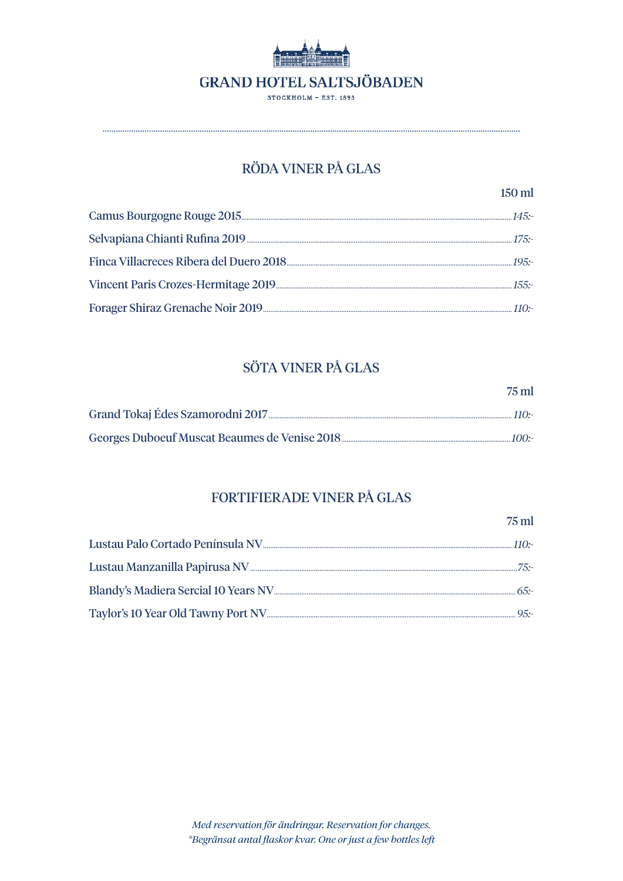# GRAND HOTEL SALTSJÖBADEN

STOCKHOLM – EST. 1893

## RÖDA VINER PÅ GLAS

| | 150 ml |
|---|---|
| Camus Bourgogne Rouge 2015 | *145:-* |
| Selvapiana Chianti Rufina 2019 | *175:-* |
| Finca Villacreces Ribera del Duero 2018 | *195:-* |
| Vincent Paris Crozes-Hermitage 2019 | *155:-* |
| Forager Shiraz Grenache Noir 2019 | *110:-* |

## SÖTA VINER PÅ GLAS

| | 75 ml |
|---|---|
| Grand Tokaj Édes Szamorodni 2017 | *110:-* |
| Georges Duboeuf Muscat Beaumes de Venise 2018 | *100:-* |

## FORTIFIERADE VINER PÅ GLAS

| | 75 ml |
|---|---|
| Lustau Palo Cortado Península NV | *110:-* |
| Lustau Manzanilla Papirusa NV | *75:-* |
| Blandy's Madiera Sercial 10 Years NV | *65:-* |
| Taylor's 10 Year Old Tawny Port NV | *95:-* |

*Med reservation för ändringar. Reservation for changes.*
*\*Begränsat antal flaskor kvar. One or just a few bottles left*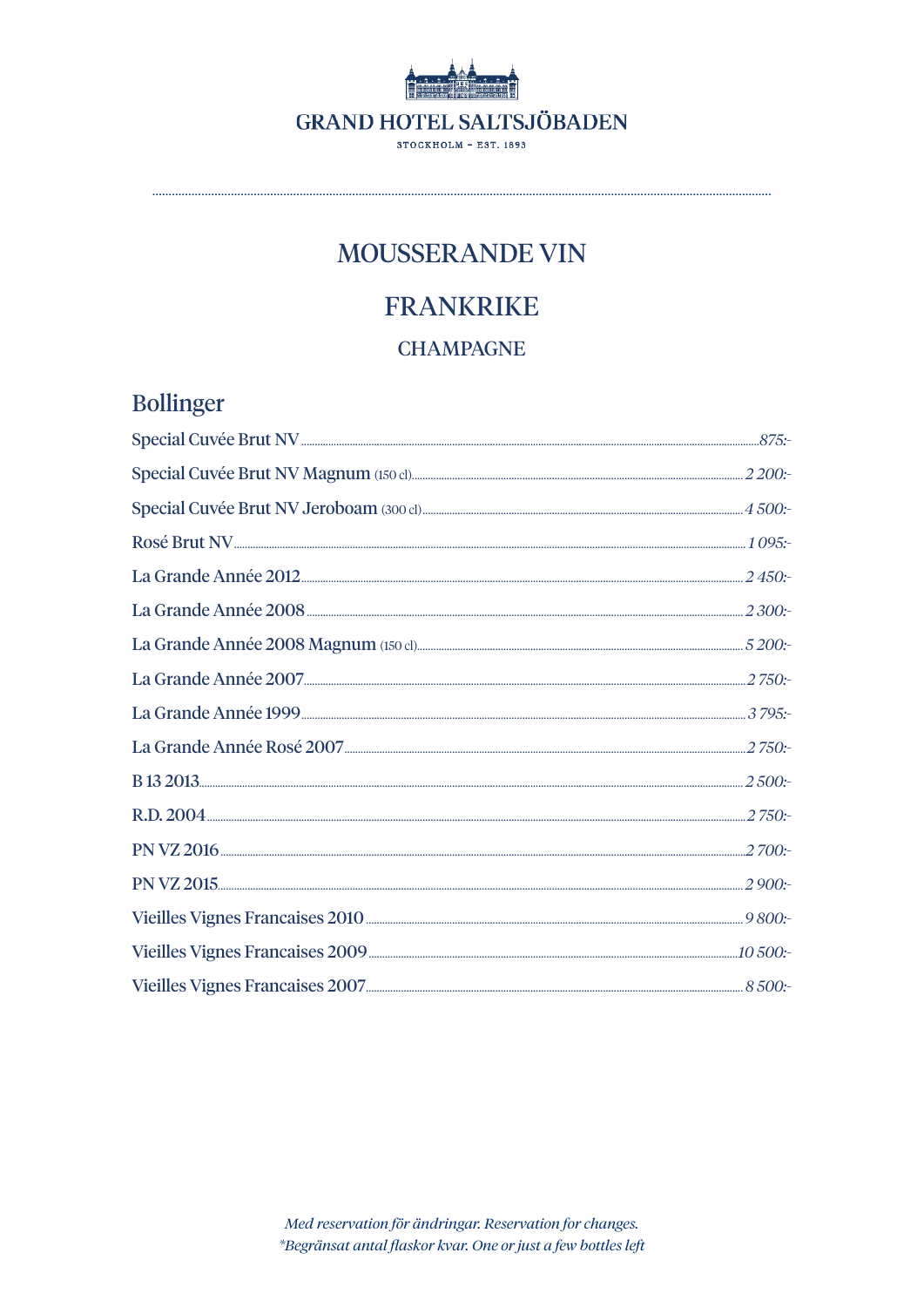GRAND HOTEL SALTSJÖBADEN

STOCKHOLM – EST. 1893

# MOUSSERANDE VIN

## FRANKRIKE

### CHAMPAGNE

## Bollinger

| Vin | Pris |
|---|---|
| Special Cuvée Brut NV | 875:- |
| Special Cuvée Brut NV Magnum (150 cl) | 2 200:- |
| Special Cuvée Brut NV Jeroboam (300 cl) | 4 500:- |
| Rosé Brut NV | 1 095:- |
| La Grande Année 2012 | 2 450:- |
| La Grande Année 2008 | 2 300:- |
| La Grande Année 2008 Magnum (150 cl) | 5 200:- |
| La Grande Année 2007 | 2 750:- |
| La Grande Année 1999 | 3 795:- |
| La Grande Année Rosé 2007 | 2 750:- |
| B 13 2013 | 2 500:- |
| R.D. 2004 | 2 750:- |
| PN VZ 2016 | 2 700:- |
| PN VZ 2015 | 2 900:- |
| Vieilles Vignes Francaises 2010 | 9 800:- |
| Vieilles Vignes Francaises 2009 | 10 500:- |
| Vieilles Vignes Francaises 2007 | 8 500:- |

*Med reservation för ändringar. Reservation for changes.*

*\*Begränsat antal flaskor kvar. One or just a few bottles left*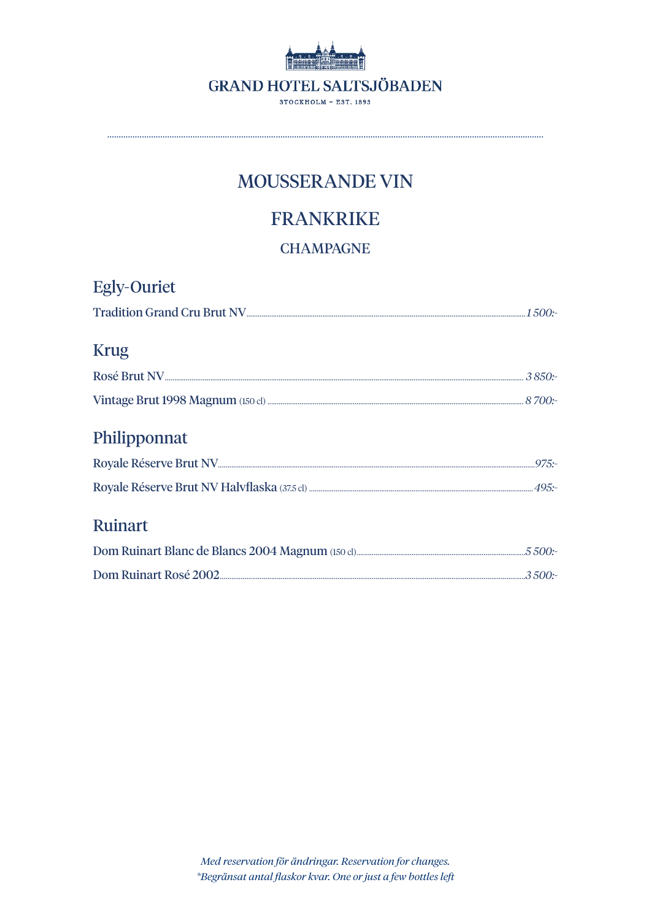GRAND HOTEL SALTSJÖBADEN

STOCKHOLM – EST. 1893

# MOUSSERANDE VIN

## FRANKRIKE

### CHAMPAGNE

#### Egly-Ouriet

Tradition Grand Cru Brut NV ........ *1 500:-*

#### Krug

Rosé Brut NV ........ *3 850:-*

Vintage Brut 1998 Magnum (150 cl) ........ *8 700:-*

#### Philipponnat

Royale Réserve Brut NV ........ *975:-*

Royale Réserve Brut NV Halvflaska (37.5 cl) ........ *495:-*

#### Ruinart

Dom Ruinart Blanc de Blancs 2004 Magnum (150 cl) ........ *5 500:-*

Dom Ruinart Rosé 2002 ........ *3 500:-*

*Med reservation för ändringar. Reservation for changes.*
*\*Begränsat antal flaskor kvar. One or just a few bottles left*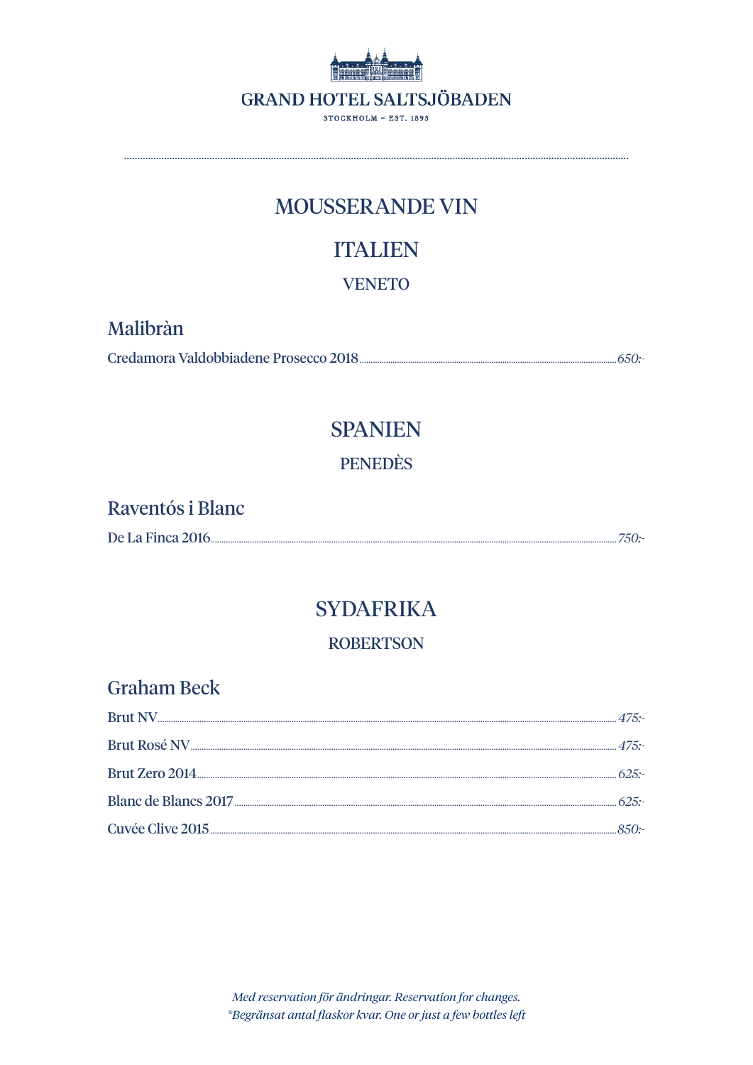# MOUSSERANDE VIN

## ITALIEN

### VENETO

**Malibràn**

Credamora Valdobbiadene Prosecco 2018 ........ *650:-*

## SPANIEN

### PENEDÈS

**Raventós i Blanc**

De La Finca 2016 ........ *750:-*

## SYDAFRIKA

### ROBERTSON

**Graham Beck**

Brut NV ........ *475:-*

Brut Rosé NV ........ *475:-*

Brut Zero 2014 ........ *625:-*

Blanc de Blancs 2017 ........ *625:-*

Cuvée Clive 2015 ........ *850:-*

*Med reservation för ändringar. Reservation for changes.*
*\*Begränsat antal flaskor kvar. One or just a few bottles left*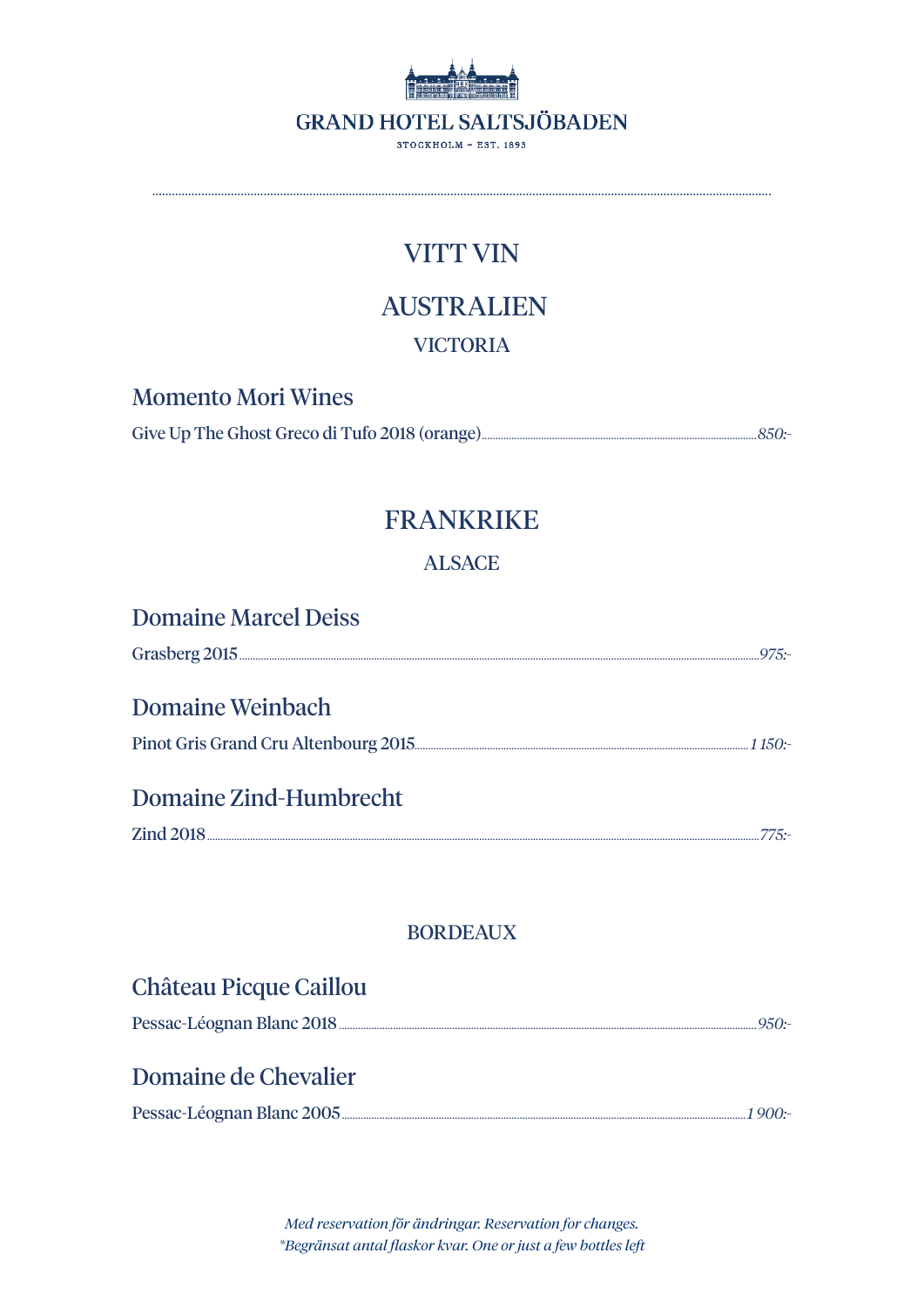# VITT VIN

## AUSTRALIEN

### VICTORIA

#### Momento Mori Wines

Give Up The Ghost Greco di Tufo 2018 (orange) ........ *850:-*

## FRANKRIKE

### ALSACE

#### Domaine Marcel Deiss

Grasberg 2015 ........ *975:-*

#### Domaine Weinbach

Pinot Gris Grand Cru Altenbourg 2015 ........ *1 150:-*

#### Domaine Zind-Humbrecht

Zind 2018 ........ *775:-*

### BORDEAUX

#### Château Picque Caillou

Pessac-Léognan Blanc 2018 ........ *950:-*

#### Domaine de Chevalier

Pessac-Léognan Blanc 2005 ........ *1 900:-*

*Med reservation för ändringar. Reservation for changes.*
*\*Begränsat antal flaskor kvar. One or just a few bottles left*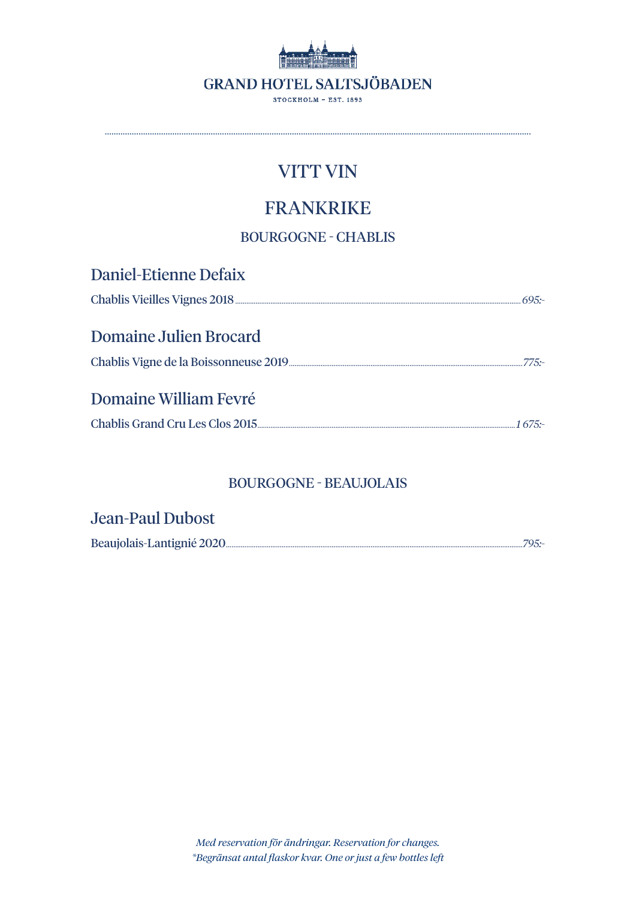# VITT VIN

## FRANKRIKE

### BOURGOGNE - CHABLIS

**Daniel-Etienne Defaix**

Chablis Vieilles Vignes 2018 ........ *695:-*

**Domaine Julien Brocard**

Chablis Vigne de la Boissonneuse 2019 ........ *775:-*

**Domaine William Fevré**

Chablis Grand Cru Les Clos 2015 ........ *1 675:-*

### BOURGOGNE - BEAUJOLAIS

**Jean-Paul Dubost**

Beaujolais-Lantignié 2020 ........ *795:-*

*Med reservation för ändringar. Reservation for changes.*
*\*Begränsat antal flaskor kvar. One or just a few bottles left*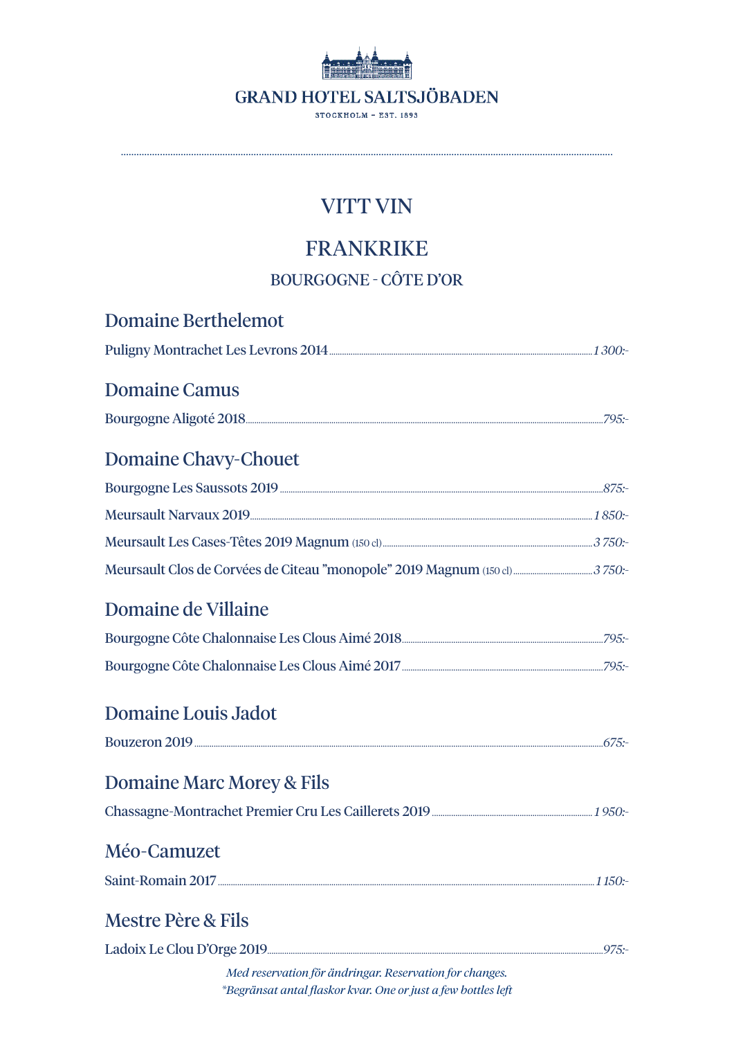# GRAND HOTEL SALTSJÖBADEN

STOCKHOLM – EST. 1893

## VITT VIN

## FRANKRIKE

### BOURGOGNE - CÔTE D'OR

### Domaine Berthelemot

Puligny Montrachet Les Levrons 2014 ........ *1 300:-*

### Domaine Camus

Bourgogne Aligoté 2018 ........ *795:-*

### Domaine Chavy-Chouet

Bourgogne Les Saussots 2019 ........ *875:-*

Meursault Narvaux 2019 ........ *1 850:-*

Meursault Les Cases-Têtes 2019 Magnum (150 cl) ........ *3 750:-*

Meursault Clos de Corvées de Citeau "monopole" 2019 Magnum (150 cl) ........ *3 750:-*

### Domaine de Villaine

Bourgogne Côte Chalonnaise Les Clous Aimé 2018 ........ *795:-*

Bourgogne Côte Chalonnaise Les Clous Aimé 2017 ........ *795:-*

### Domaine Louis Jadot

Bouzeron 2019 ........ *675:-*

### Domaine Marc Morey & Fils

Chassagne-Montrachet Premier Cru Les Caillerets 2019 ........ *1 950:-*

### Méo-Camuzet

Saint-Romain 2017 ........ *1 150:-*

### Mestre Père & Fils

Ladoix Le Clou D'Orge 2019 ........ *975:-*

*Med reservation för ändringar. Reservation for changes.*
*\*Begränsat antal flaskor kvar. One or just a few bottles left*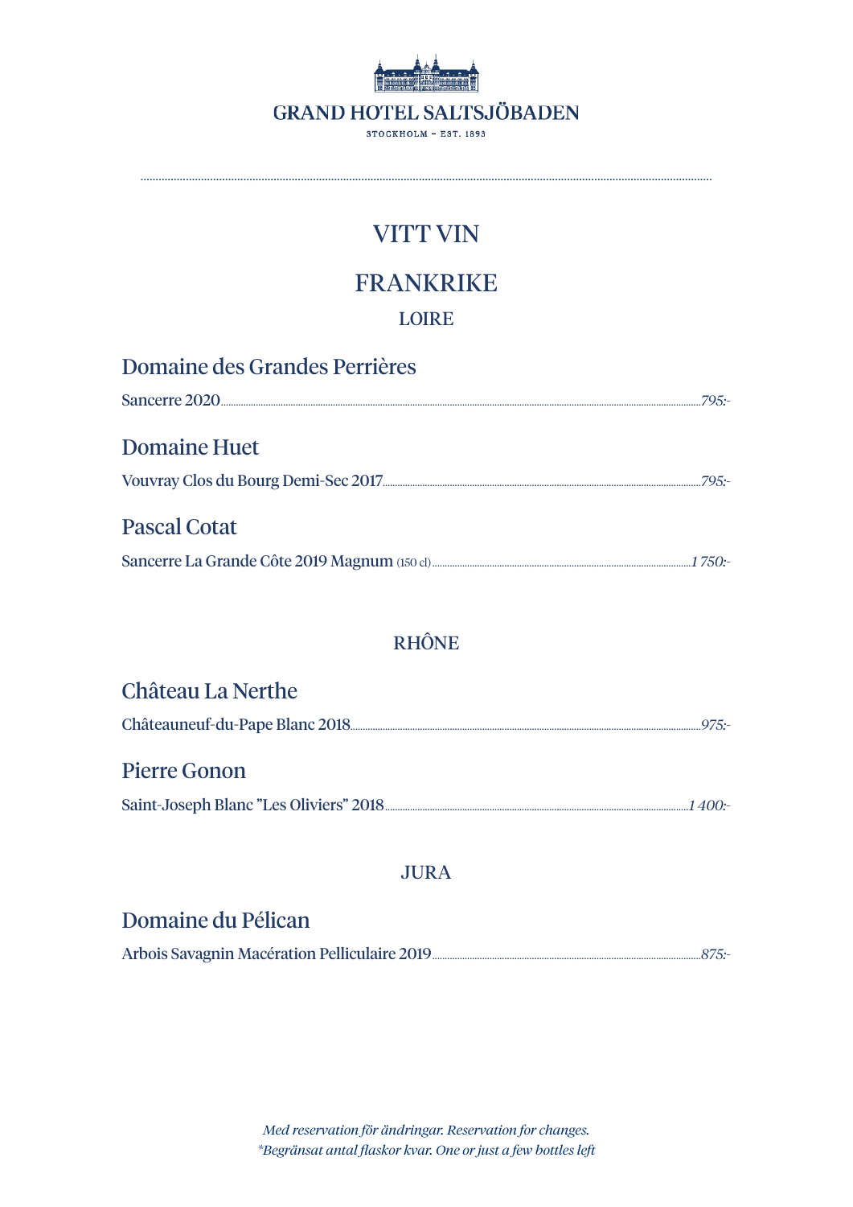GRAND HOTEL SALTSJÖBADEN

STOCKHOLM – EST. 1893

# VITT VIN

## FRANKRIKE

### LOIRE

#### Domaine des Grandes Perrières

Sancerre 2020 ........ *795:-*

#### Domaine Huet

Vouvray Clos du Bourg Demi-Sec 2017 ........ *795:-*

#### Pascal Cotat

Sancerre La Grande Côte 2019 Magnum (150 cl) ........ *1 750:-*

### RHÔNE

#### Château La Nerthe

Châteauneuf-du-Pape Blanc 2018 ........ *975:-*

#### Pierre Gonon

Saint-Joseph Blanc "Les Oliviers" 2018 ........ *1 400:-*

### JURA

#### Domaine du Pélican

Arbois Savagnin Macération Pelliculaire 2019 ........ *875:-*

*Med reservation för ändringar. Reservation for changes.*
*\*Begränsat antal flaskor kvar. One or just a few bottles left*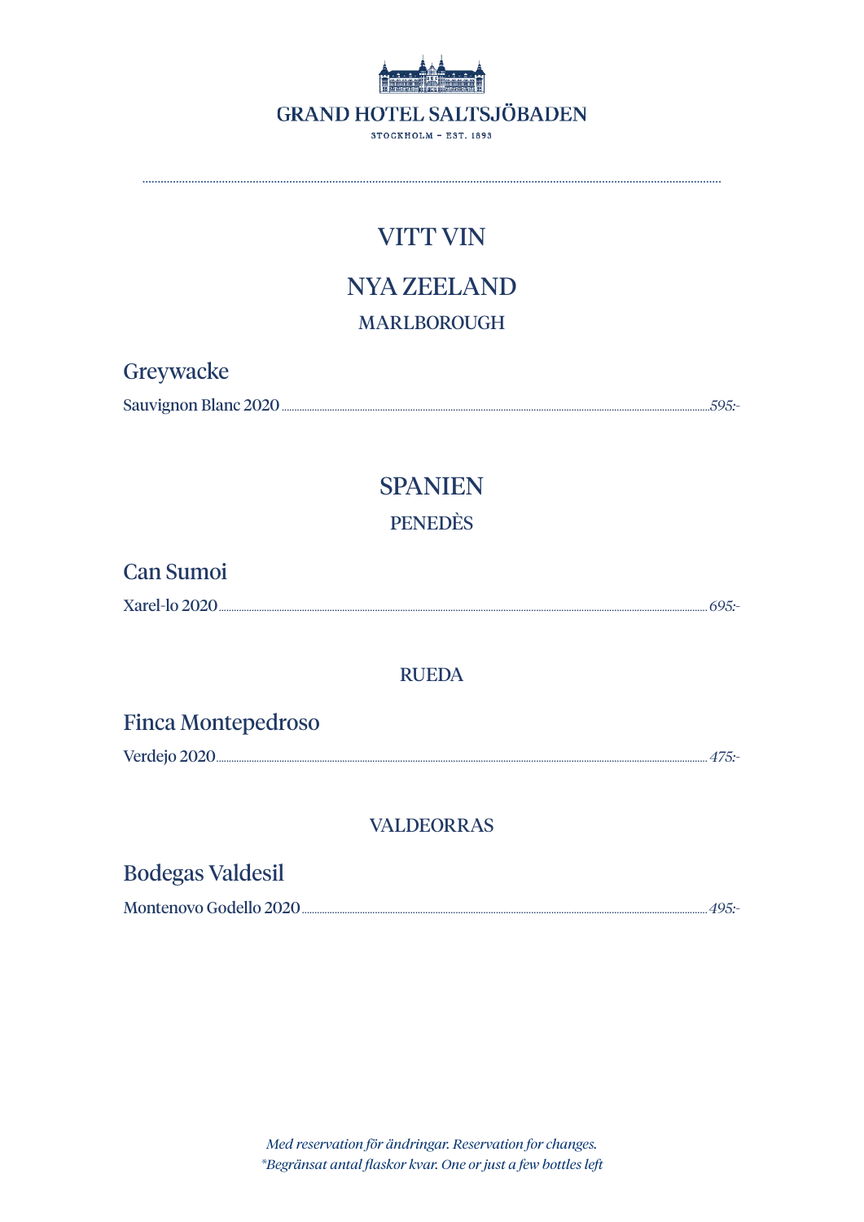# GRAND HOTEL SALTSJÖBADEN

STOCKHOLM – EST. 1893

## VITT VIN

## NYA ZEELAND

### MARLBOROUGH

**Greywacke**

Sauvignon Blanc 2020 ........ *595:-*

## SPANIEN

### PENEDÈS

**Can Sumoi**

Xarel-lo 2020 ........ *695:-*

### RUEDA

**Finca Montepedroso**

Verdejo 2020 ........ *475:-*

### VALDEORRAS

**Bodegas Valdesil**

Montenovo Godello 2020 ........ *495:-*

*Med reservation för ändringar. Reservation for changes.*
**Begränsat antal flaskor kvar. One or just a few bottles left*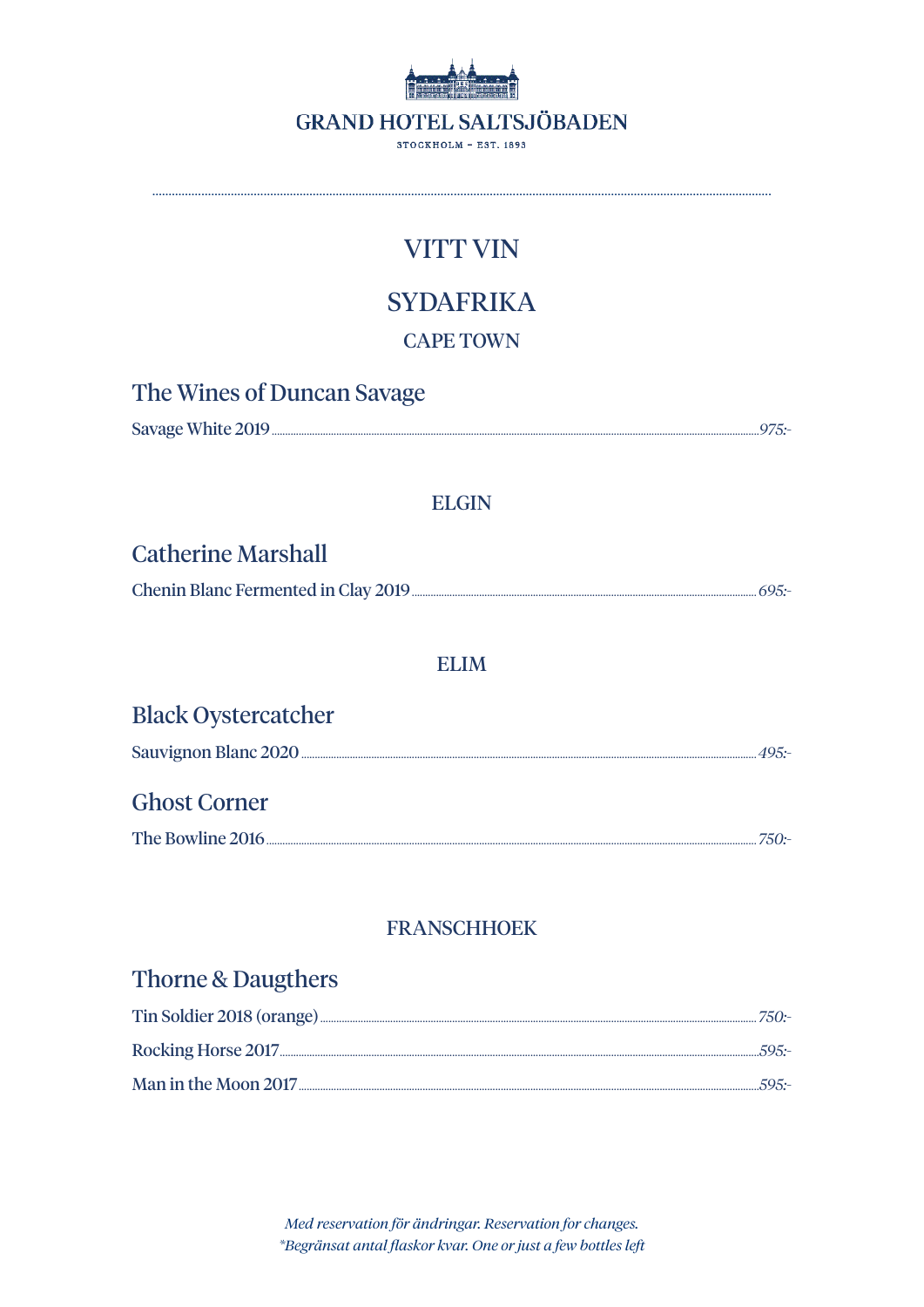# VITT VIN

## SYDAFRIKA

### CAPE TOWN

**The Wines of Duncan Savage**

Savage White 2019 ........ *975:-*

### ELGIN

**Catherine Marshall**

Chenin Blanc Fermented in Clay 2019 ........ *695:-*

### ELIM

**Black Oystercatcher**

Sauvignon Blanc 2020 ........ *495:-*

**Ghost Corner**

The Bowline 2016 ........ *750:-*

### FRANSCHHOEK

**Thorne & Daugthers**

Tin Soldier 2018 (orange) ........ *750:-*

Rocking Horse 2017 ........ *595:-*

Man in the Moon 2017 ........ *595:-*

*Med reservation för ändringar. Reservation for changes.*
**Begränsat antal flaskor kvar. One or just a few bottles left*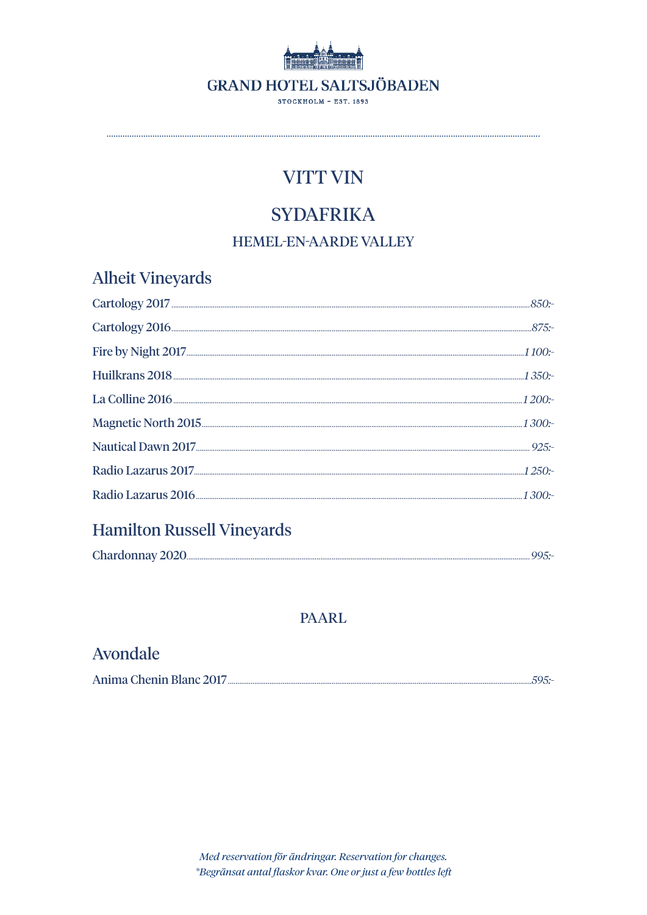# VITT VIN

## SYDAFRIKA

### HEMEL-EN-AARDE VALLEY

#### Alheit Vineyards

| | |
|---|---|
| Cartology 2017 | *850:-* |
| Cartology 2016 | *875:-* |
| Fire by Night 2017 | *1 100:-* |
| Huilkrans 2018 | *1 350:-* |
| La Colline 2016 | *1 200:-* |
| Magnetic North 2015 | *1 300:-* |
| Nautical Dawn 2017 | *925:-* |
| Radio Lazarus 2017 | *1 250:-* |
| Radio Lazarus 2016 | *1 300:-* |

#### Hamilton Russell Vineyards

| | |
|---|---|
| Chardonnay 2020 | *995:-* |

### PAARL

#### Avondale

| | |
|---|---|
| Anima Chenin Blanc 2017 | *595:-* |

*Med reservation för ändringar. Reservation for changes.*
*\*Begränsat antal flaskor kvar. One or just a few bottles left*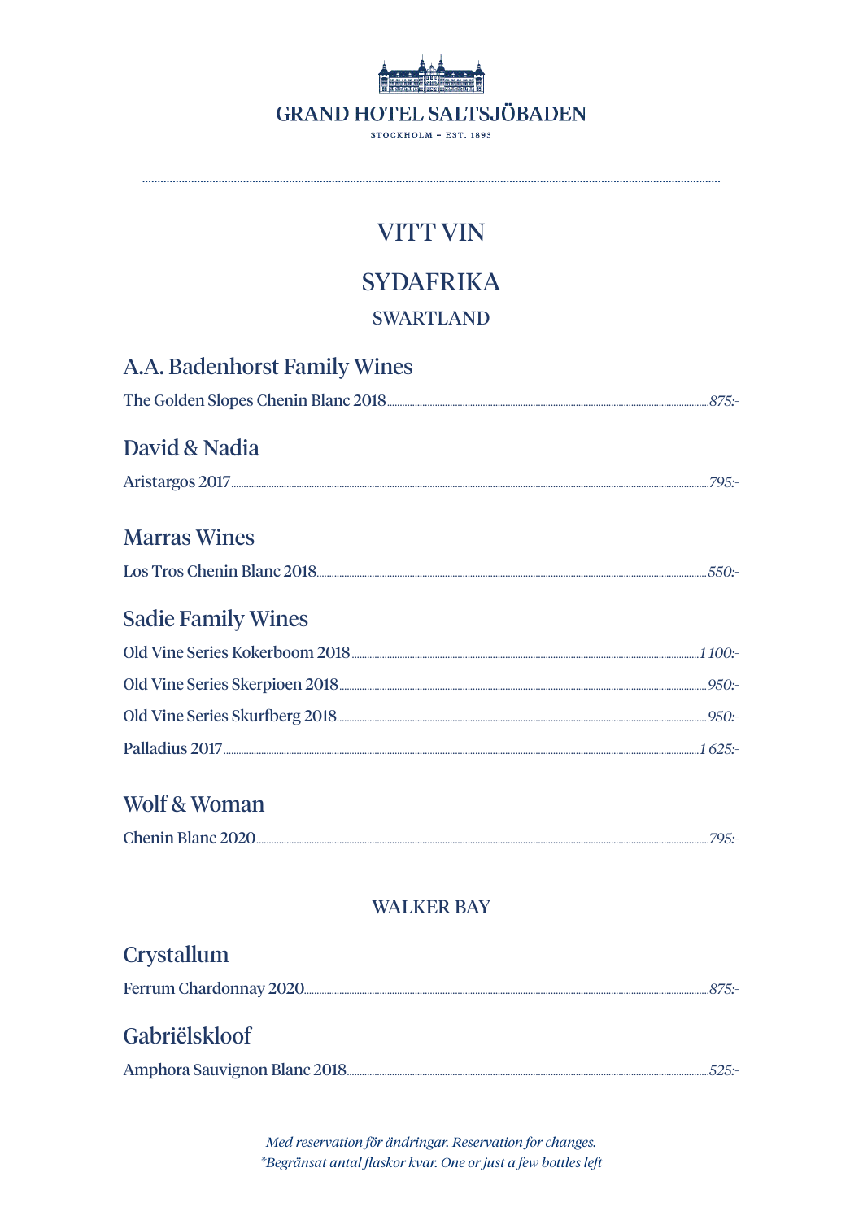GRAND HOTEL SALTSJÖBADEN

STOCKHOLM – EST. 1893

# VITT VIN

## SYDAFRIKA

### SWARTLAND

#### A.A. Badenhorst Family Wines

The Golden Slopes Chenin Blanc 2018 ........ *875:-*

#### David & Nadia

Aristargos 2017 ........ *795:-*

#### Marras Wines

Los Tros Chenin Blanc 2018 ........ *550:-*

#### Sadie Family Wines

Old Vine Series Kokerboom 2018 ........ *1 100:-*

Old Vine Series Skerpioen 2018 ........ *950:-*

Old Vine Series Skurfberg 2018 ........ *950:-*

Palladius 2017 ........ *1 625:-*

#### Wolf & Woman

Chenin Blanc 2020 ........ *795:-*

### WALKER BAY

#### Crystallum

Ferrum Chardonnay 2020 ........ *875:-*

#### Gabriëlskloof

Amphora Sauvignon Blanc 2018 ........ *525:-*

*Med reservation för ändringar. Reservation for changes.*
**Begränsat antal flaskor kvar. One or just a few bottles left*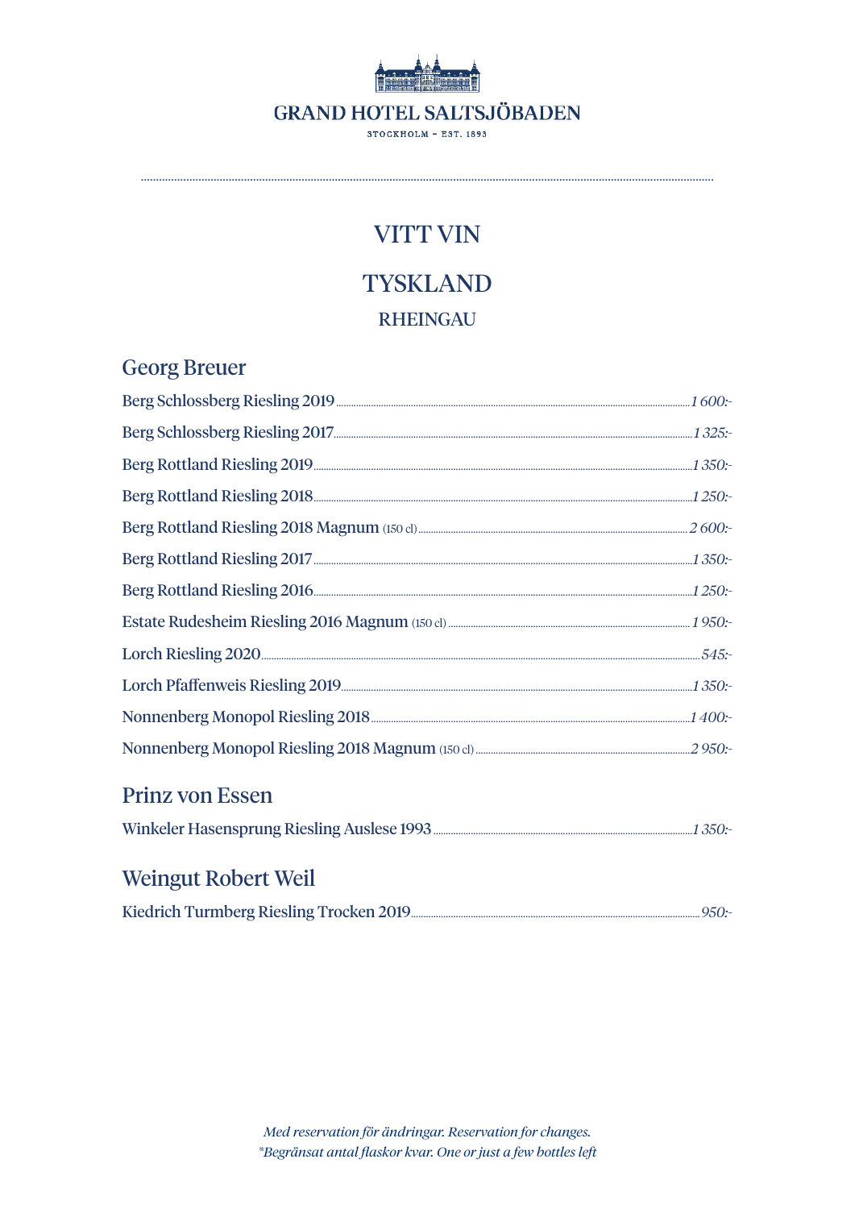# GRAND HOTEL SALTSJÖBADEN

STOCKHOLM – EST. 1893

## VITT VIN

## TYSKLAND

### RHEINGAU

### Georg Breuer

Berg Schlossberg Riesling 2019 ........ *1 600:-*

Berg Schlossberg Riesling 2017 ........ *1 325:-*

Berg Rottland Riesling 2019 ........ *1 350:-*

Berg Rottland Riesling 2018 ........ *1 250:-*

Berg Rottland Riesling 2018 Magnum (150 cl) ........ *2 600:-*

Berg Rottland Riesling 2017 ........ *1 350:-*

Berg Rottland Riesling 2016 ........ *1 250:-*

Estate Rudesheim Riesling 2016 Magnum (150 cl) ........ *1 950:-*

Lorch Riesling 2020 ........ *545:-*

Lorch Pfaffenweis Riesling 2019 ........ *1 350:-*

Nonnenberg Monopol Riesling 2018 ........ *1 400:-*

Nonnenberg Monopol Riesling 2018 Magnum (150 cl) ........ *2 950:-*

### Prinz von Essen

Winkeler Hasensprung Riesling Auslese 1993 ........ *1 350:-*

### Weingut Robert Weil

Kiedrich Turmberg Riesling Trocken 2019 ........ *950:-*

*Med reservation för ändringar. Reservation for changes.*
*\*Begränsat antal flaskor kvar. One or just a few bottles left*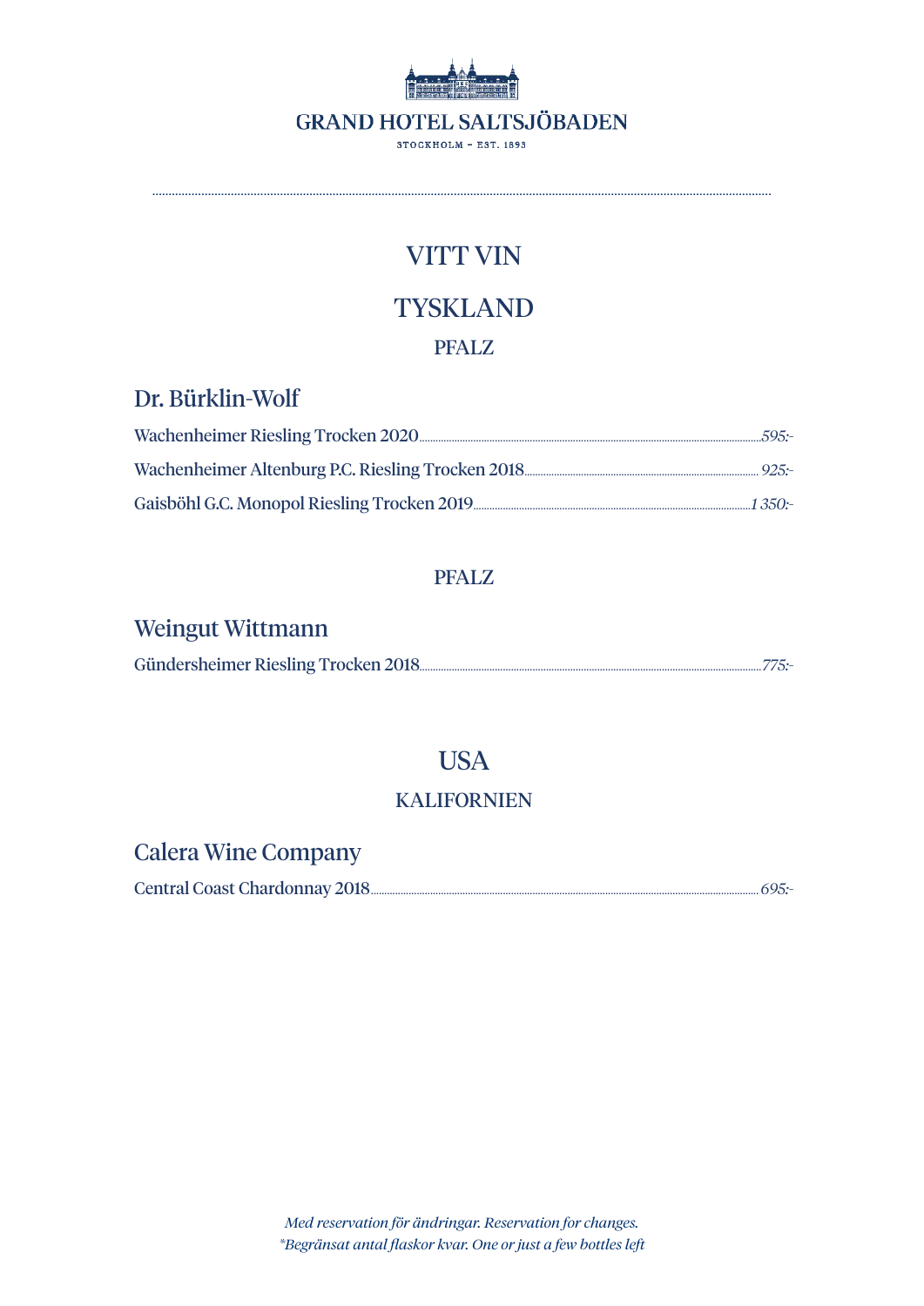# VITT VIN

## TYSKLAND

### PFALZ

#### Dr. Bürklin-Wolf

Wachenheimer Riesling Trocken 2020 ... *595:-*

Wachenheimer Altenburg P.C. Riesling Trocken 2018 ... *925:-*

Gaisböhl G.C. Monopol Riesling Trocken 2019 ... *1 350:-*

### PFALZ

#### Weingut Wittmann

Gündersheimer Riesling Trocken 2018 ... *775:-*

## USA

### KALIFORNIEN

#### Calera Wine Company

Central Coast Chardonnay 2018 ... *695:-*

*Med reservation för ändringar. Reservation for changes.*
**Begränsat antal flaskor kvar. One or just a few bottles left*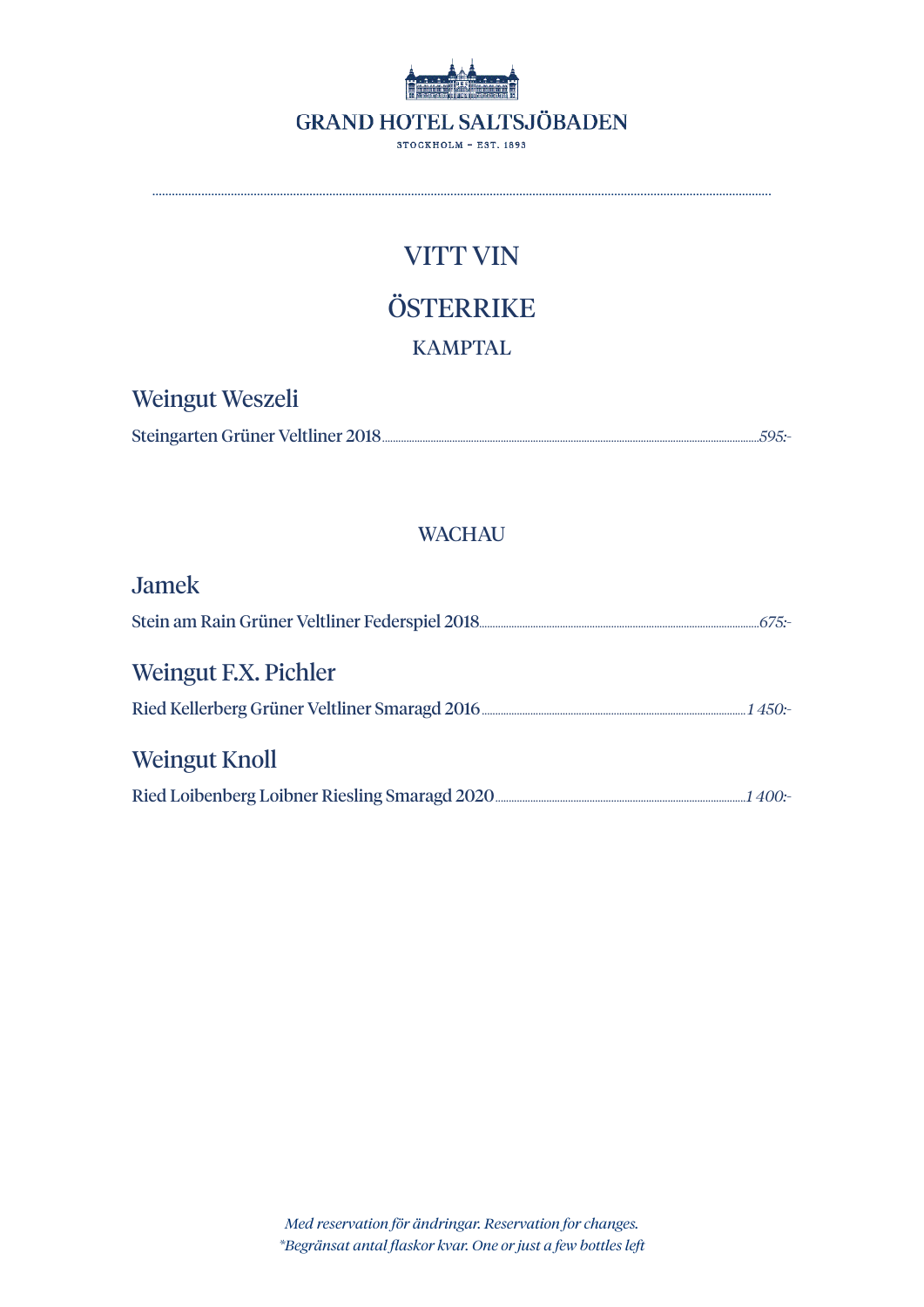GRAND HOTEL SALTSJÖBADEN

STOCKHOLM – EST. 1893

# VITT VIN

## ÖSTERRIKE

### KAMPTAL

#### Weingut Weszeli

Steingarten Grüner Veltliner 2018 ........ *595:-*

### WACHAU

#### Jamek

Stein am Rain Grüner Veltliner Federspiel 2018 ........ *675:-*

#### Weingut F.X. Pichler

Ried Kellerberg Grüner Veltliner Smaragd 2016 ........ *1 450:-*

#### Weingut Knoll

Ried Loibenberg Loibner Riesling Smaragd 2020 ........ *1 400:-*

*Med reservation för ändringar. Reservation for changes.*
**Begränsat antal flaskor kvar. One or just a few bottles left*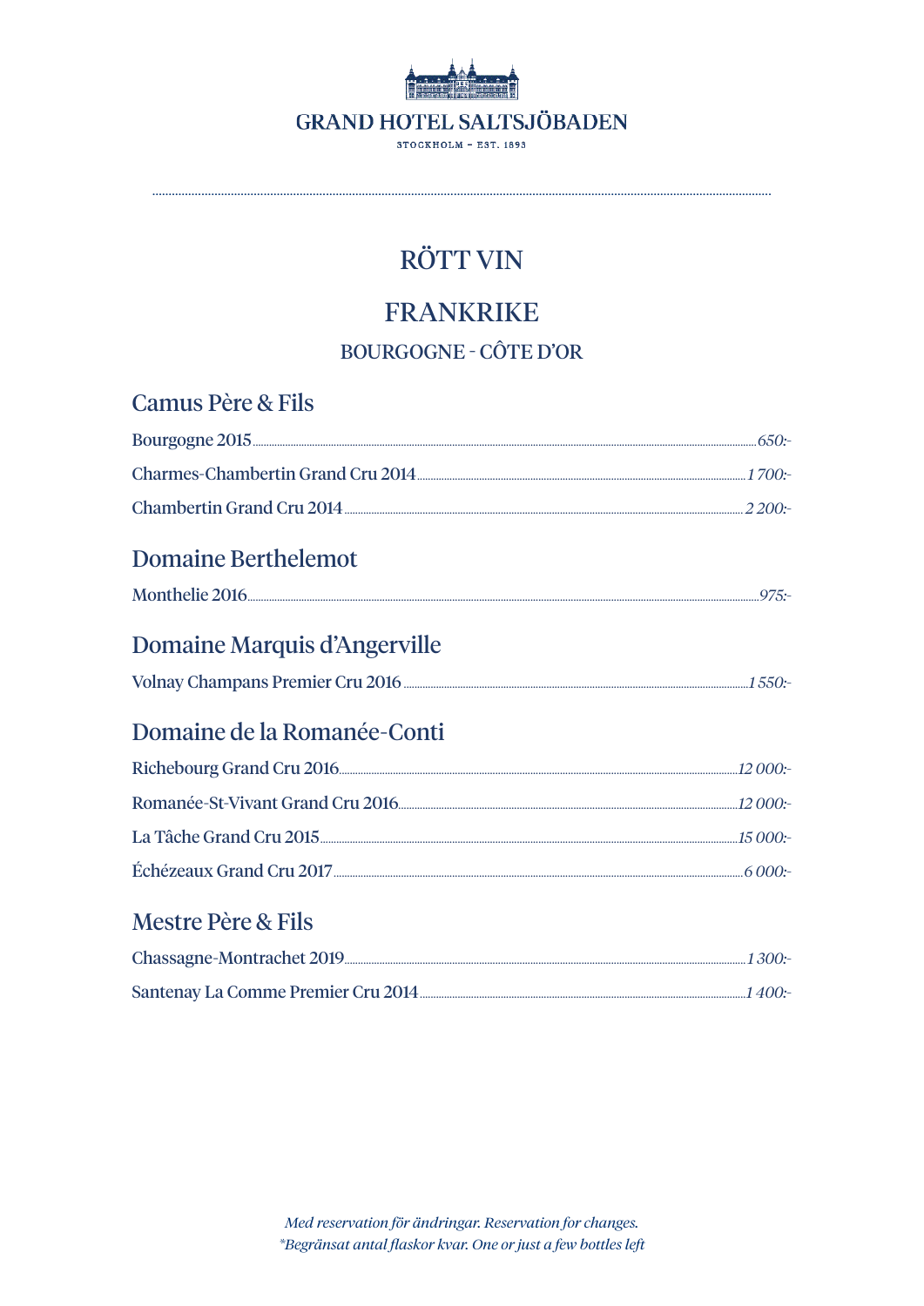GRAND HOTEL SALTSJÖBADEN

STOCKHOLM – EST. 1893

# RÖTT VIN

## FRANKRIKE

### BOURGOGNE - CÔTE D'OR

#### Camus Père & Fils

Bourgogne 2015 ........ *650:-*

Charmes-Chambertin Grand Cru 2014 ........ *1 700:-*

Chambertin Grand Cru 2014 ........ *2 200:-*

#### Domaine Berthelemot

Monthelie 2016 ........ *975:-*

#### Domaine Marquis d'Angerville

Volnay Champans Premier Cru 2016 ........ *1 550:-*

#### Domaine de la Romanée-Conti

Richebourg Grand Cru 2016 ........ *12 000:-*

Romanée-St-Vivant Grand Cru 2016 ........ *12 000:-*

La Tâche Grand Cru 2015 ........ *15 000:-*

Échézeaux Grand Cru 2017 ........ *6 000:-*

#### Mestre Père & Fils

Chassagne-Montrachet 2019 ........ *1 300:-*

Santenay La Comme Premier Cru 2014 ........ *1 400:-*

*Med reservation för ändringar. Reservation for changes.*
*\*Begränsat antal flaskor kvar. One or just a few bottles left*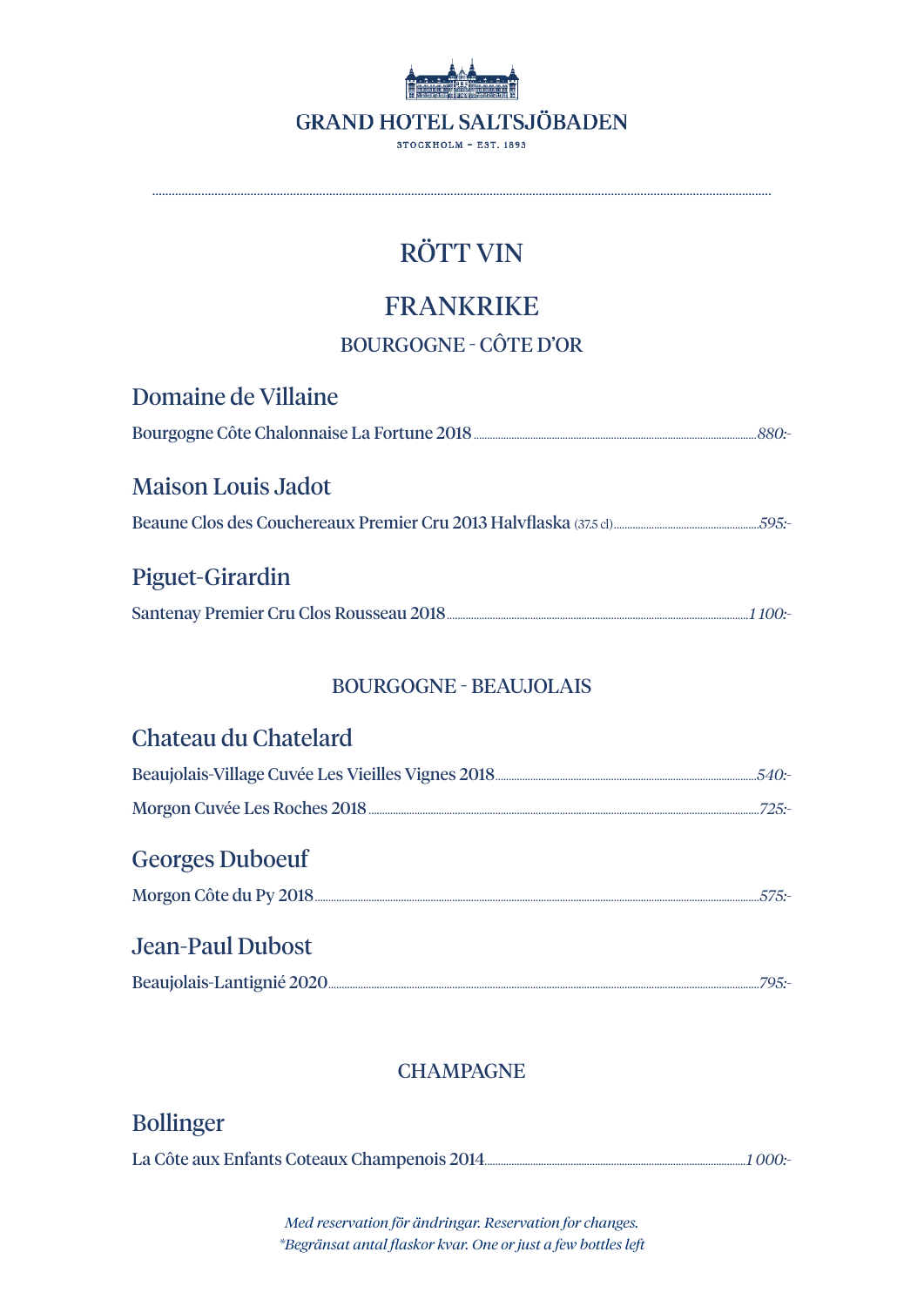GRAND HOTEL SALTSJÖBADEN

STOCKHOLM – EST. 1893

# RÖTT VIN

## FRANKRIKE

### BOURGOGNE - CÔTE D'OR

#### Domaine de Villaine

Bourgogne Côte Chalonnaise La Fortune 2018 ........ *880:-*

#### Maison Louis Jadot

Beaune Clos des Couchereaux Premier Cru 2013 Halvflaska (37.5 cl) ........ *595:-*

#### Piguet-Girardin

Santenay Premier Cru Clos Rousseau 2018 ........ *1 100:-*

### BOURGOGNE - BEAUJOLAIS

#### Chateau du Chatelard

Beaujolais-Village Cuvée Les Vieilles Vignes 2018 ........ *540:-*

Morgon Cuvée Les Roches 2018 ........ *725:-*

#### Georges Duboeuf

Morgon Côte du Py 2018 ........ *575:-*

#### Jean-Paul Dubost

Beaujolais-Lantignié 2020 ........ *795:-*

### CHAMPAGNE

#### Bollinger

La Côte aux Enfants Coteaux Champenois 2014 ........ *1 000:-*

*Med reservation för ändringar. Reservation for changes.*
*\*Begränsat antal flaskor kvar. One or just a few bottles left*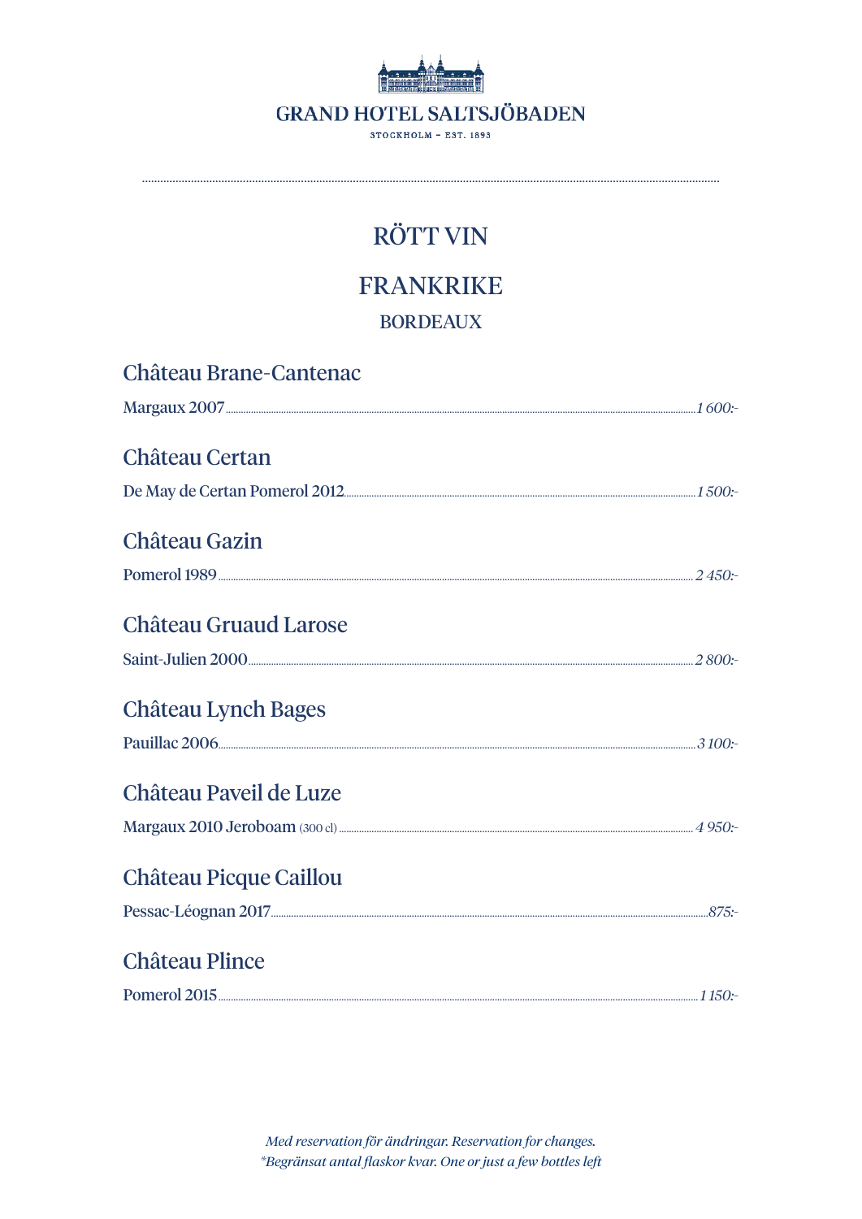# RÖTT VIN

## FRANKRIKE

### BORDEAUX

**Château Brane-Cantenac**

Margaux 2007 ........ *1 600:-*

**Château Certan**

De May de Certan Pomerol 2012 ........ *1 500:-*

**Château Gazin**

Pomerol 1989 ........ *2 450:-*

**Château Gruaud Larose**

Saint-Julien 2000 ........ *2 800:-*

**Château Lynch Bages**

Pauillac 2006 ........ *3 100:-*

**Château Paveil de Luze**

Margaux 2010 Jeroboam (300 cl) ........ *4 950:-*

**Château Picque Caillou**

Pessac-Léognan 2017 ........ *875:-*

**Château Plince**

Pomerol 2015 ........ *1 150:-*

*Med reservation för ändringar. Reservation for changes.*
**Begränsat antal flaskor kvar. One or just a few bottles left*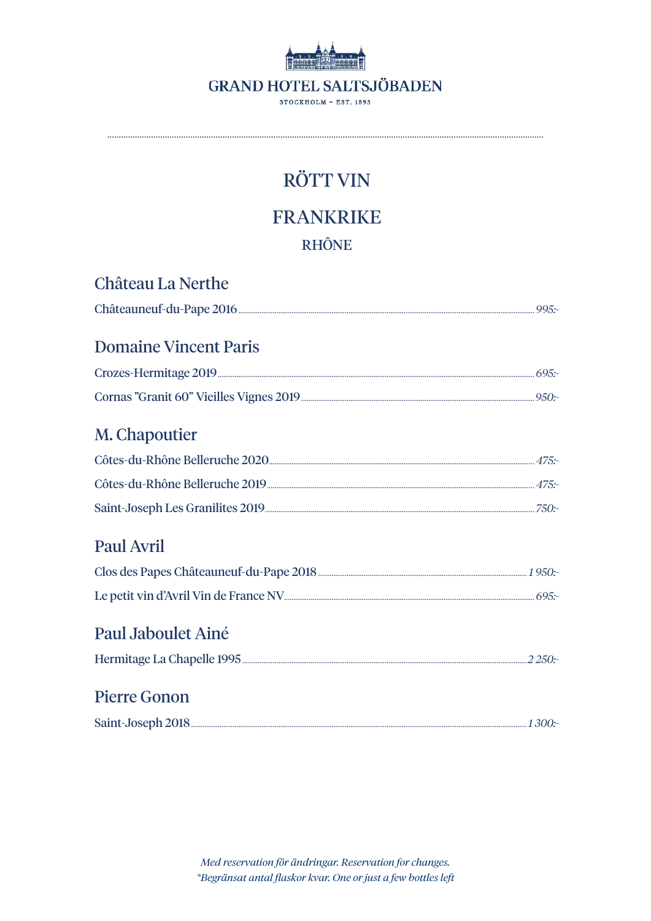GRAND HOTEL SALTSJÖBADEN

STOCKHOLM – EST. 1893

# RÖTT VIN

## FRANKRIKE

### RHÔNE

#### Château La Nerthe

Châteauneuf-du-Pape 2016 ............ *995:-*

#### Domaine Vincent Paris

Crozes-Hermitage 2019 ............ *695:-*

Cornas ”Granit 60” Vieilles Vignes 2019 ............ *950:-*

#### M. Chapoutier

Côtes-du-Rhône Belleruche 2020 ............ *475:-*

Côtes-du-Rhône Belleruche 2019 ............ *475:-*

Saint-Joseph Les Granilites 2019 ............ *750:-*

#### Paul Avril

Clos des Papes Châteauneuf-du-Pape 2018 ............ *1 950:-*

Le petit vin d’Avril Vin de France NV ............ *695:-*

#### Paul Jaboulet Ainé

Hermitage La Chapelle 1995 ............ *2 250:-*

#### Pierre Gonon

Saint-Joseph 2018 ............ *1 300:-*

*Med reservation för ändringar. Reservation for changes.*
*\*Begränsat antal flaskor kvar. One or just a few bottles left*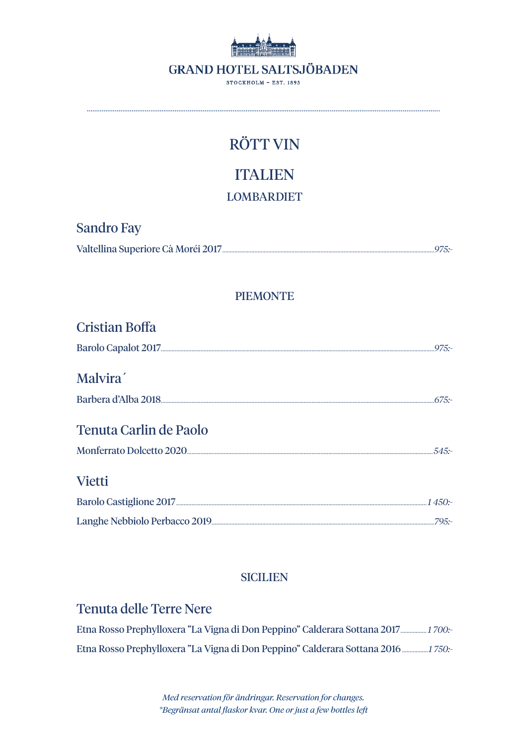GRAND HOTEL SALTSJÖBADEN

STOCKHOLM – EST. 1893

# RÖTT VIN

# ITALIEN

## LOMBARDIET

### Sandro Fay

Valtellina Superiore Cà Moréi 2017 ........ *975:-*

## PIEMONTE

### Cristian Boffa

Barolo Capalot 2017 ........ *975:-*

### Malvira´

Barbera d'Alba 2018 ........ *675:-*

### Tenuta Carlin de Paolo

Monferrato Dolcetto 2020 ........ *545:-*

### Vietti

Barolo Castiglione 2017 ........ *1 450:-*

Langhe Nebbiolo Perbacco 2019 ........ *795:-*

## SICILIEN

### Tenuta delle Terre Nere

Etna Rosso Prephylloxera "La Vigna di Don Peppino" Calderara Sottana 2017 ........ *1 700:-*

Etna Rosso Prephylloxera "La Vigna di Don Peppino" Calderara Sottana 2016 ........ *1 750:-*

*Med reservation för ändringar. Reservation for changes.*
*\*Begränsat antal flaskor kvar. One or just a few bottles left*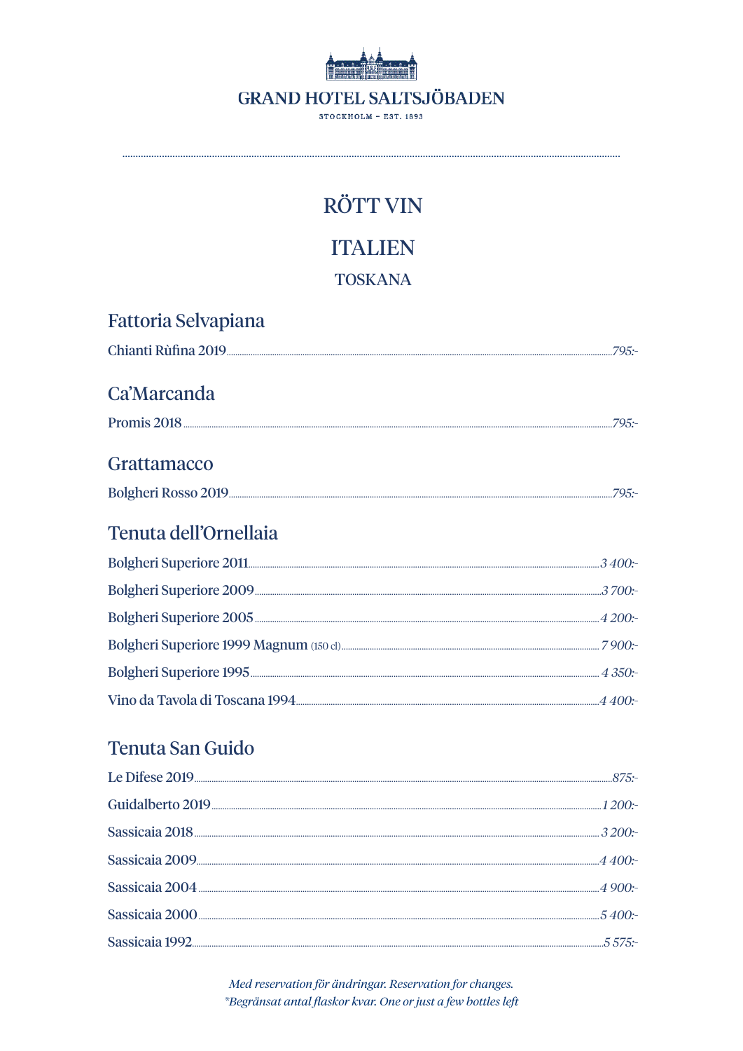# RÖTT VIN

## ITALIEN

### TOSKANA

### Fattoria Selvapiana

Chianti Rùfina 2019 ........ *795:-*

### Ca'Marcanda

Promis 2018 ........ *795:-*

### Grattamacco

Bolgheri Rosso 2019 ........ *795:-*

### Tenuta dell'Ornellaia

Bolgheri Superiore 2011 ........ *3 400:-*

Bolgheri Superiore 2009 ........ *3 700:-*

Bolgheri Superiore 2005 ........ *4 200:-*

Bolgheri Superiore 1999 Magnum (150 cl) ........ *7 900:-*

Bolgheri Superiore 1995 ........ *4 350:-*

Vino da Tavola di Toscana 1994 ........ *4 400:-*

### Tenuta San Guido

Le Difese 2019 ........ *875:-*

Guidalberto 2019 ........ *1 200:-*

Sassicaia 2018 ........ *3 200:-*

Sassicaia 2009 ........ *4 400:-*

Sassicaia 2004 ........ *4 900:-*

Sassicaia 2000 ........ *5 400:-*

Sassicaia 1992 ........ *5 575:-*

*Med reservation för ändringar. Reservation for changes.*
*\*Begränsat antal flaskor kvar. One or just a few bottles left*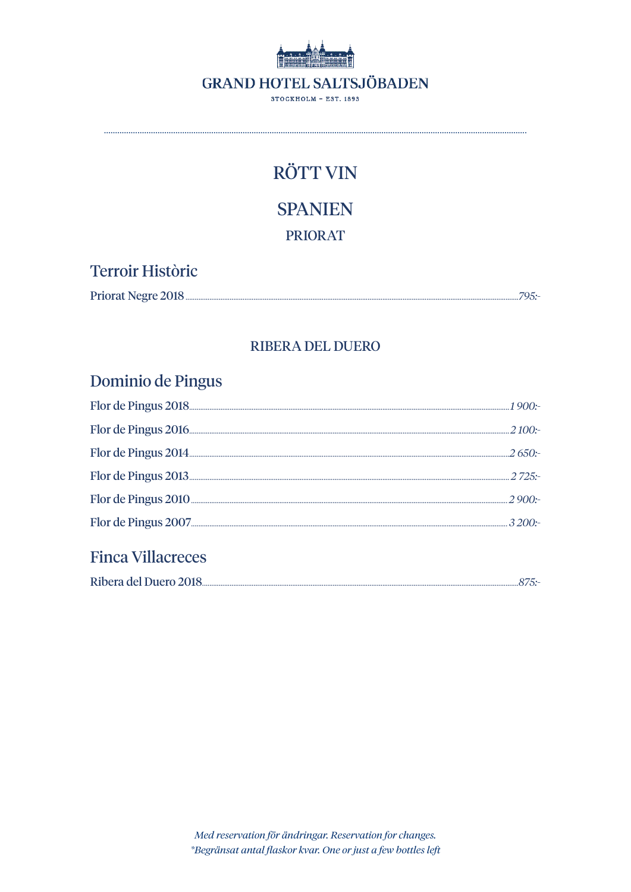# GRAND HOTEL SALTSJÖBADEN

STOCKHOLM – EST. 1893

## RÖTT VIN

## SPANIEN

### PRIORAT

#### Terroir Històric

Priorat Negre 2018 ........ *795:-*

### RIBERA DEL DUERO

#### Dominio de Pingus

Flor de Pingus 2018 ........ *1 900:-*

Flor de Pingus 2016 ........ *2 100:-*

Flor de Pingus 2014 ........ *2 650:-*

Flor de Pingus 2013 ........ *2 725:-*

Flor de Pingus 2010 ........ *2 900:-*

Flor de Pingus 2007 ........ *3 200:-*

#### Finca Villacreces

Ribera del Duero 2018 ........ *875:-*

*Med reservation för ändringar. Reservation for changes.*
*\*Begränsat antal flaskor kvar. One or just a few bottles left*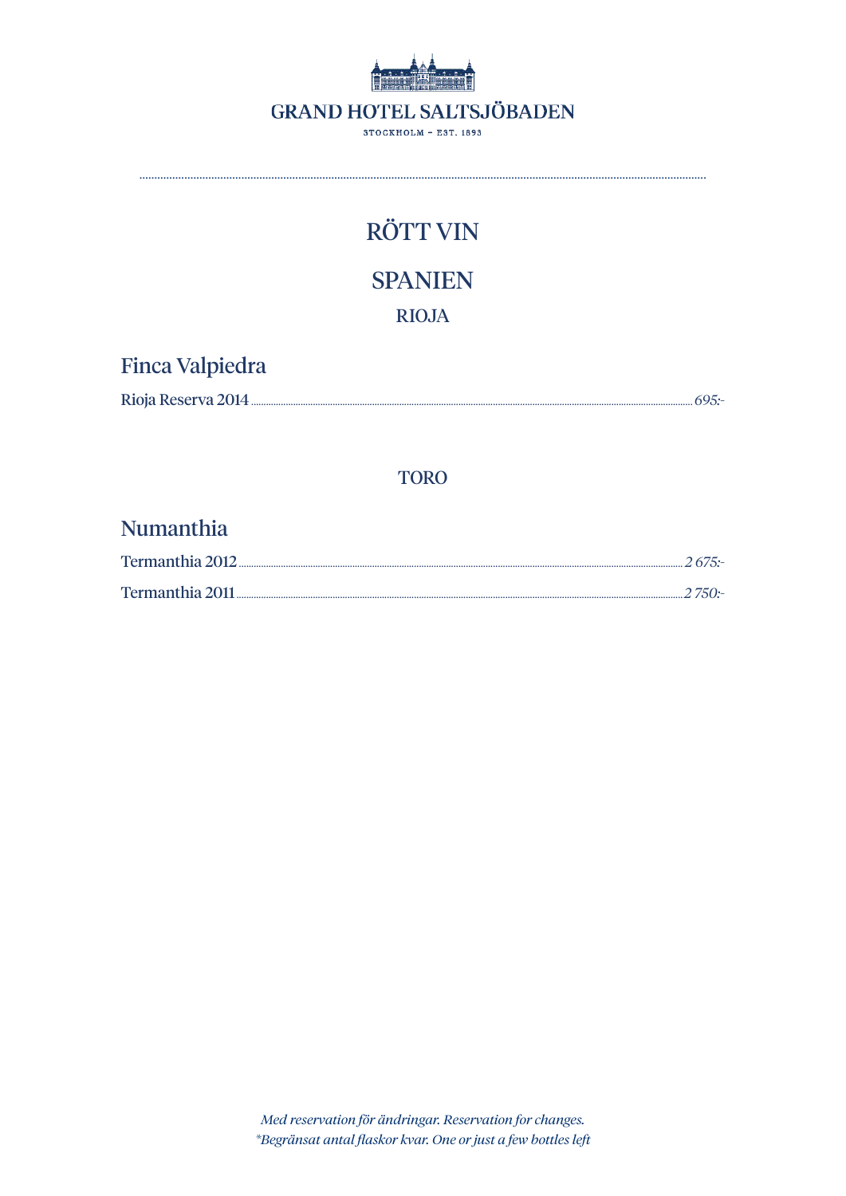# RÖTT VIN

## SPANIEN

### RIOJA

#### Finca Valpiedra

Rioja Reserva 2014 ........ *695:-*

### TORO

#### Numanthia

Termanthia 2012 ........ *2 675:-*

Termanthia 2011 ........ *2 750:-*

*Med reservation för ändringar. Reservation for changes.*
*\*Begränsat antal flaskor kvar. One or just a few bottles left*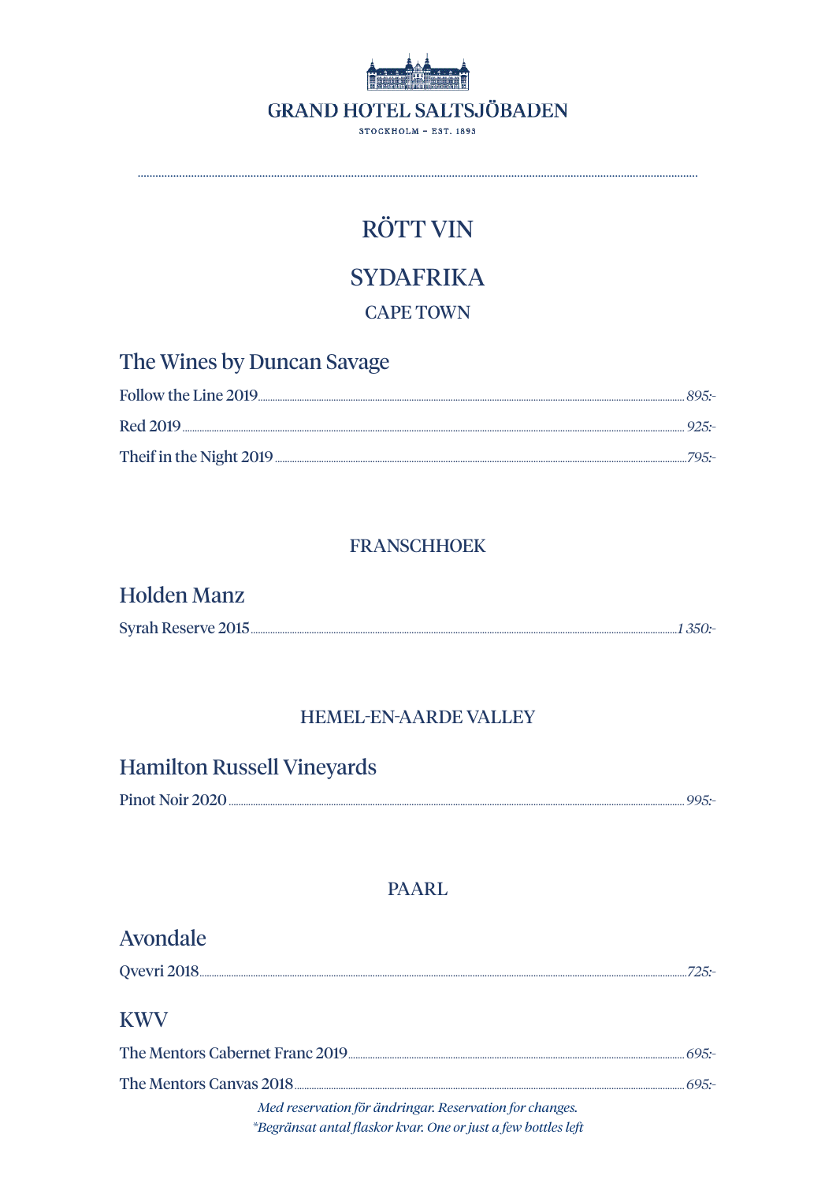GRAND HOTEL SALTSJÖBADEN

STOCKHOLM – EST. 1893

# RÖTT VIN

## SYDAFRIKA

### CAPE TOWN

#### The Wines by Duncan Savage

Follow the Line 2019 ........ *895:-*

Red 2019 ........ *925:-*

Theif in the Night 2019 ........ *795:-*

### FRANSCHHOEK

#### Holden Manz

Syrah Reserve 2015 ........ *1 350:-*

### HEMEL-EN-AARDE VALLEY

#### Hamilton Russell Vineyards

Pinot Noir 2020 ........ *995:-*

### PAARL

#### Avondale

Qvevri 2018 ........ *725:-*

#### KWV

The Mentors Cabernet Franc 2019 ........ *695:-*

The Mentors Canvas 2018 ........ *695:-*

*Med reservation för ändringar. Reservation for changes.*

*\*Begränsat antal flaskor kvar. One or just a few bottles left*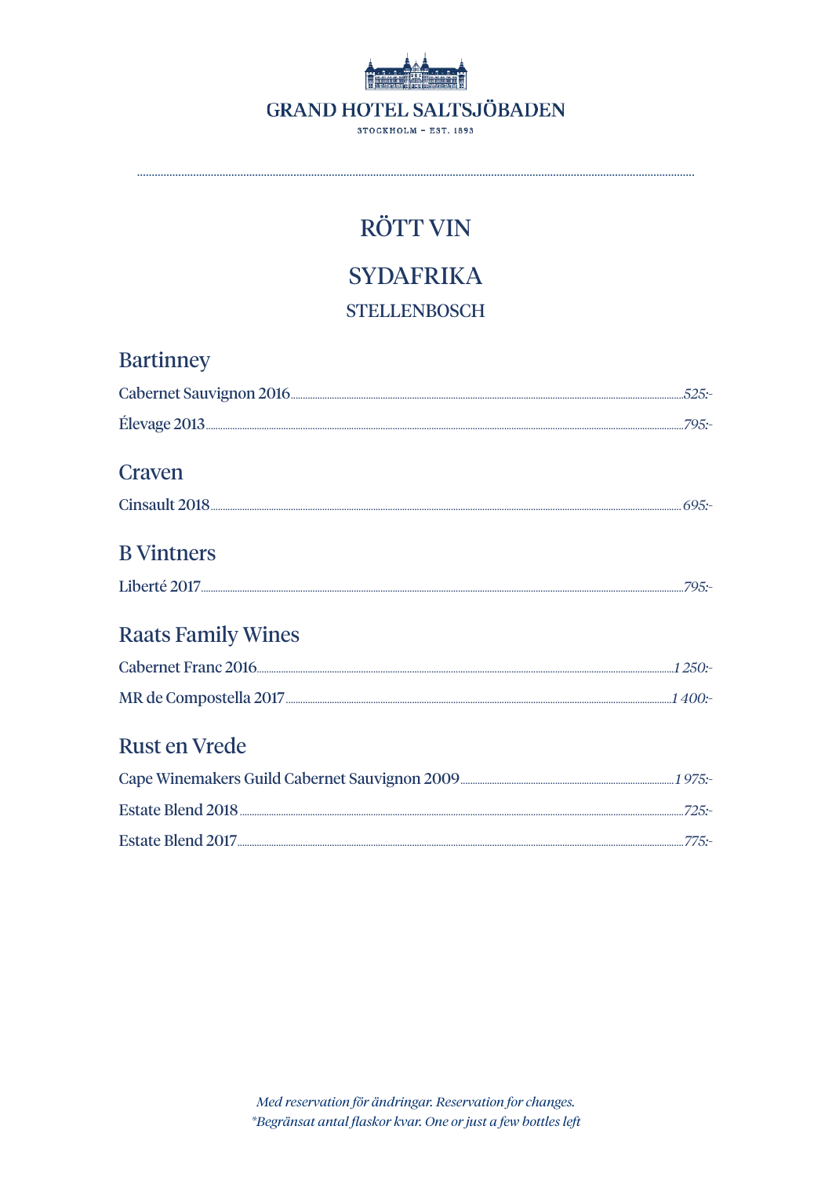GRAND HOTEL SALTSJÖBADEN

STOCKHOLM – EST. 1893

# RÖTT VIN

## SYDAFRIKA

### STELLENBOSCH

#### Bartinney

Cabernet Sauvignon 2016 ........ *525:-*

Élevage 2013 ........ *795:-*

#### Craven

Cinsault 2018 ........ *695:-*

#### B Vintners

Liberté 2017 ........ *795:-*

#### Raats Family Wines

Cabernet Franc 2016 ........ *1 250:-*

MR de Compostella 2017 ........ *1 400:-*

#### Rust en Vrede

Cape Winemakers Guild Cabernet Sauvignon 2009 ........ *1 975:-*

Estate Blend 2018 ........ *725:-*

Estate Blend 2017 ........ *775:-*

*Med reservation för ändringar. Reservation for changes.*
**Begränsat antal flaskor kvar. One or just a few bottles left*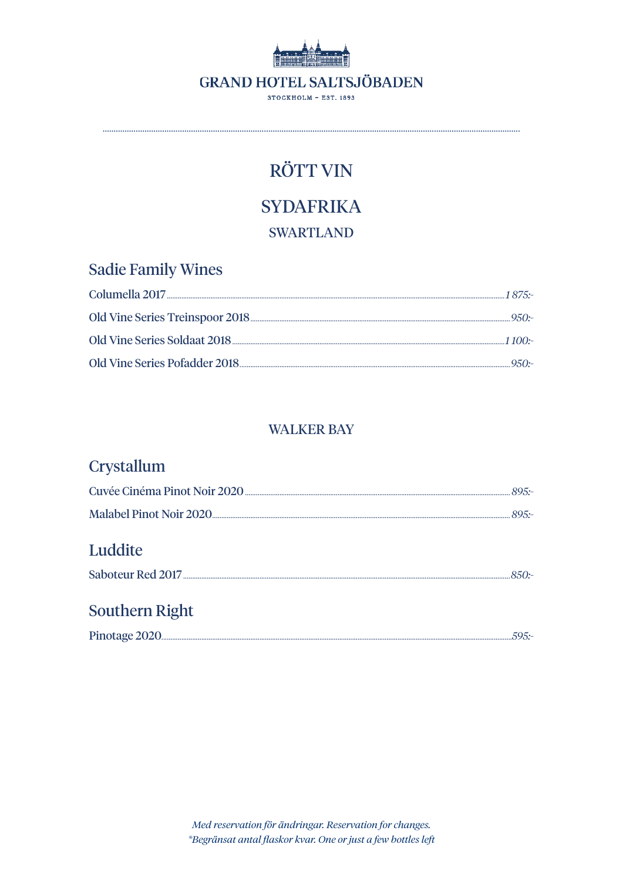GRAND HOTEL SALTSJÖBADEN

STOCKHOLM – EST. 1893

# RÖTT VIN

## SYDAFRIKA

### SWARTLAND

#### Sadie Family Wines

Columella 2017 ........ *1 875:-*

Old Vine Series Treinspoor 2018 ........ *950:-*

Old Vine Series Soldaat 2018 ........ *1 100:-*

Old Vine Series Pofadder 2018 ........ *950:-*

### WALKER BAY

#### Crystallum

Cuvée Cinéma Pinot Noir 2020 ........ *895:-*

Malabel Pinot Noir 2020 ........ *895:-*

#### Luddite

Saboteur Red 2017 ........ *850:-*

#### Southern Right

Pinotage 2020 ........ *595:-*

*Med reservation för ändringar. Reservation for changes.*
*\*Begränsat antal flaskor kvar. One or just a few bottles left*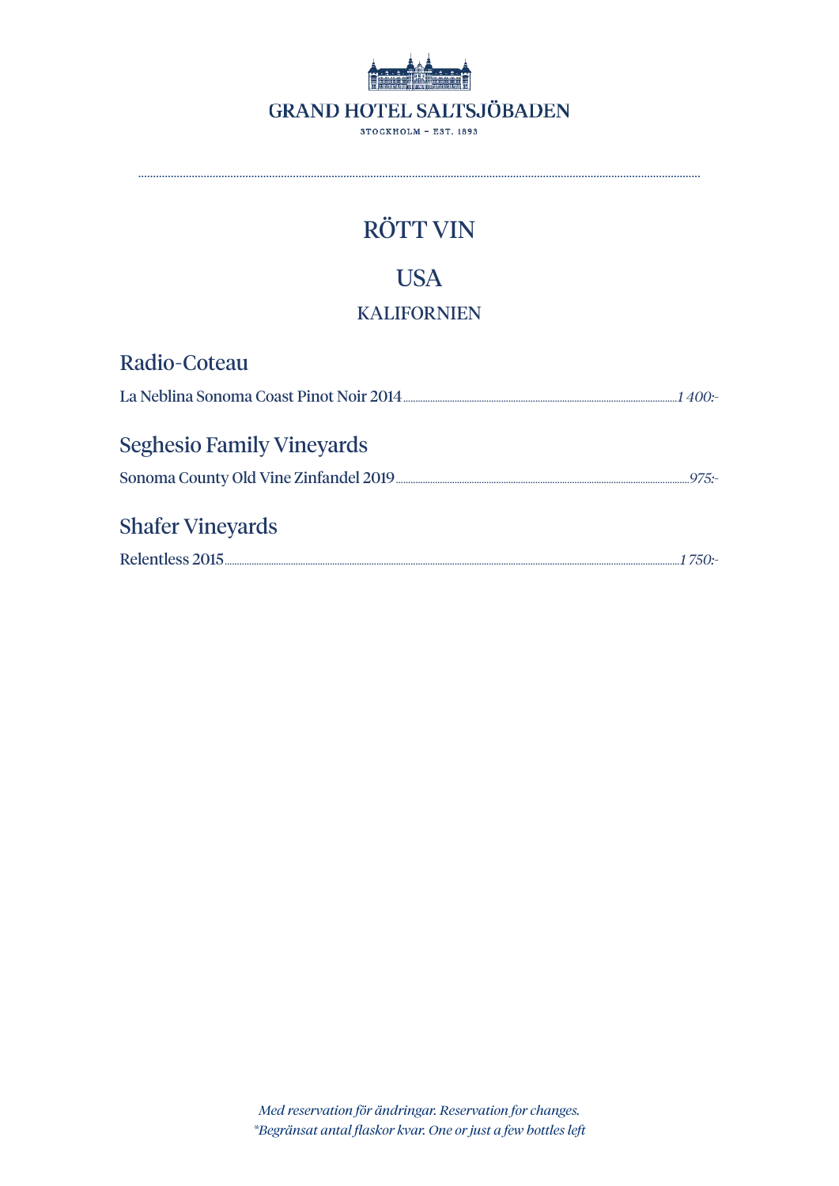GRAND HOTEL SALTSJÖBADEN

STOCKHOLM – EST. 1893

# RÖTT VIN

## USA

### KALIFORNIEN

### Radio-Coteau

La Neblina Sonoma Coast Pinot Noir 2014 ........ *1 400:-*

### Seghesio Family Vineyards

Sonoma County Old Vine Zinfandel 2019 ........ *975:-*

### Shafer Vineyards

Relentless 2015 ........ *1 750:-*

*Med reservation för ändringar. Reservation for changes.*
*\*Begränsat antal flaskor kvar. One or just a few bottles left*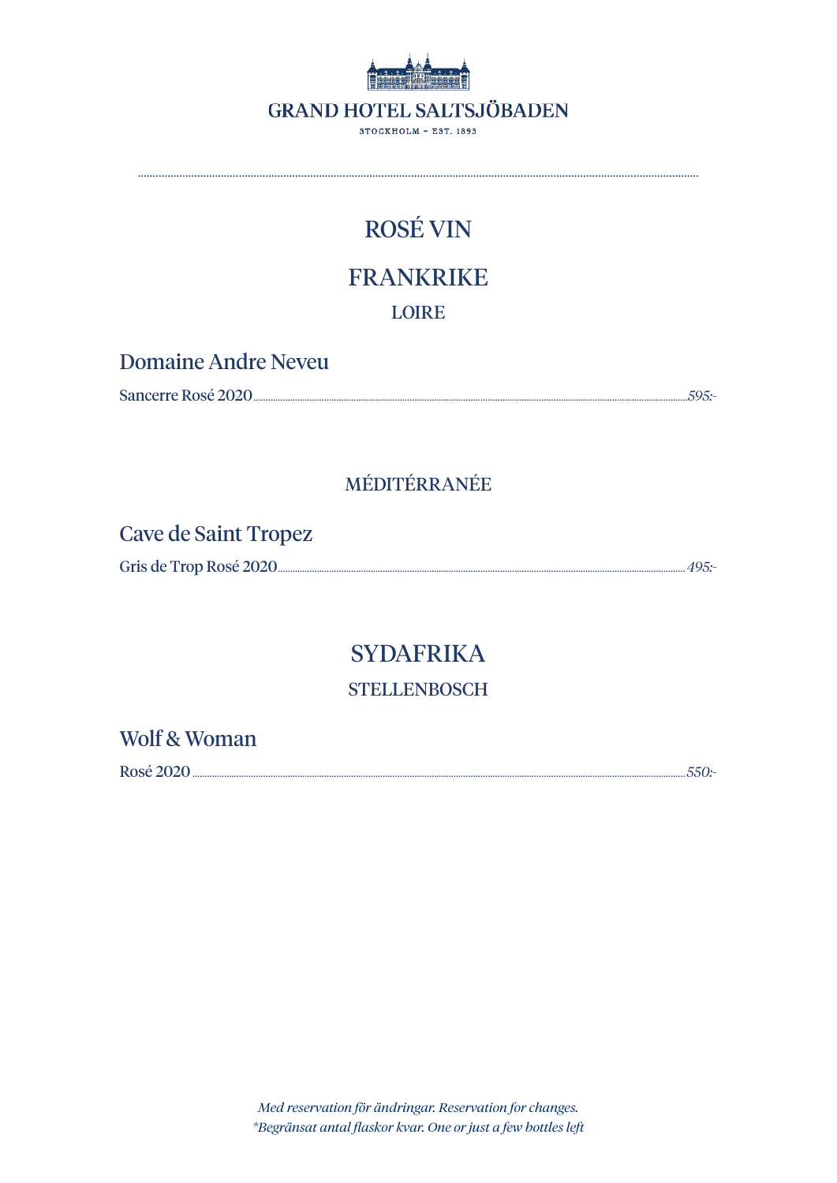# ROSÉ VIN

## FRANKRIKE

### LOIRE

**Domaine Andre Neveu**

Sancerre Rosé 2020 ........ *595:-*

### MÉDITÉRRANÉE

**Cave de Saint Tropez**

Gris de Trop Rosé 2020 ........ *495:-*

## SYDAFRIKA

### STELLENBOSCH

**Wolf & Woman**

Rosé 2020 ........ *550:-*

*Med reservation för ändringar. Reservation for changes.*
**Begränsat antal flaskor kvar. One or just a few bottles left*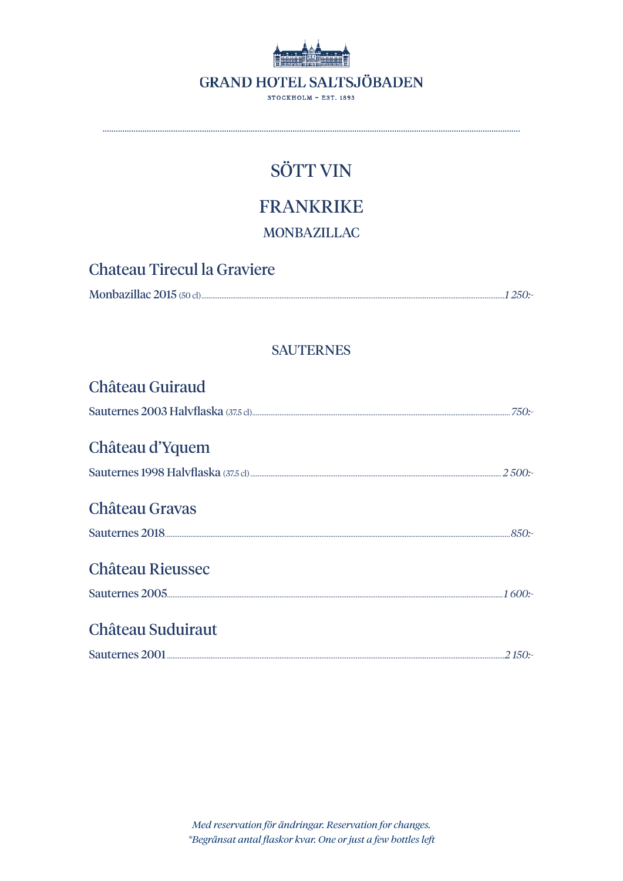# SÖTT VIN

## FRANKRIKE

### MONBAZILLAC

**Chateau Tirecul la Graviere**

Monbazillac 2015 (50 cl) ........ *1 250:-*

### SAUTERNES

**Château Guiraud**

Sauternes 2003 Halvflaska (37.5 cl) ........ *750:-*

**Château d'Yquem**

Sauternes 1998 Halvflaska (37.5 cl) ........ *2 500:-*

**Château Gravas**

Sauternes 2018 ........ *850:-*

**Château Rieussec**

Sauternes 2005 ........ *1 600:-*

**Château Suduiraut**

Sauternes 2001 ........ *2 150:-*

*Med reservation för ändringar. Reservation for changes.*
*\*Begränsat antal flaskor kvar. One or just a few bottles left*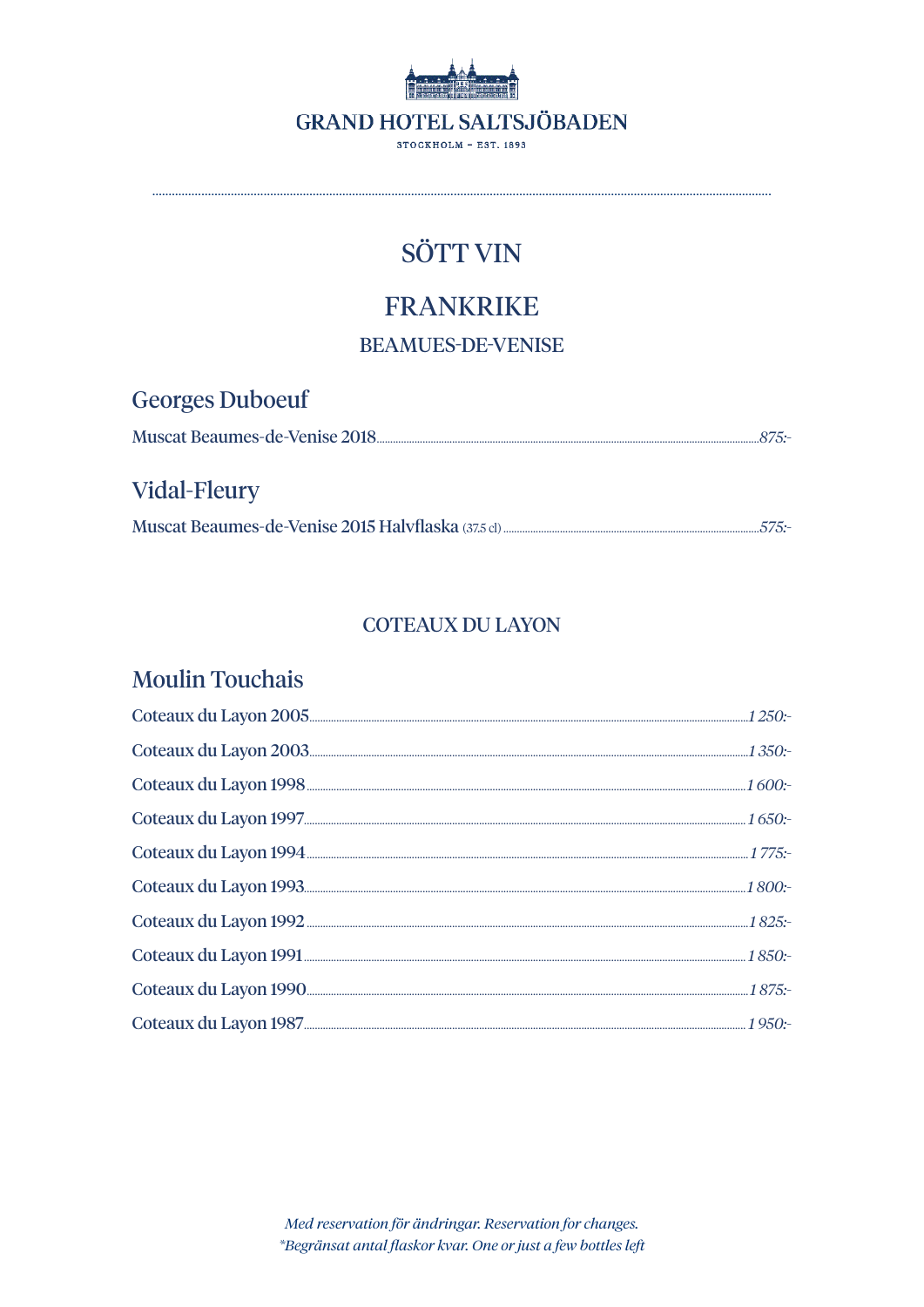# GRAND HOTEL SALTSJÖBADEN

STOCKHOLM – EST. 1893

## SÖTT VIN

## FRANKRIKE

### BEAMUES-DE-VENISE

#### Georges Duboeuf

Muscat Beaumes-de-Venise 2018 ........ *875:-*

#### Vidal-Fleury

Muscat Beaumes-de-Venise 2015 Halvflaska (37.5 cl) ........ *575:-*

### COTEAUX DU LAYON

#### Moulin Touchais

Coteaux du Layon 2005 ........ *1 250:-*

Coteaux du Layon 2003 ........ *1 350:-*

Coteaux du Layon 1998 ........ *1 600:-*

Coteaux du Layon 1997 ........ *1 650:-*

Coteaux du Layon 1994 ........ *1 775:-*

Coteaux du Layon 1993 ........ *1 800:-*

Coteaux du Layon 1992 ........ *1 825:-*

Coteaux du Layon 1991 ........ *1 850:-*

Coteaux du Layon 1990 ........ *1 875:-*

Coteaux du Layon 1987 ........ *1 950:-*

*Med reservation för ändringar. Reservation for changes.*
**Begränsat antal flaskor kvar. One or just a few bottles left*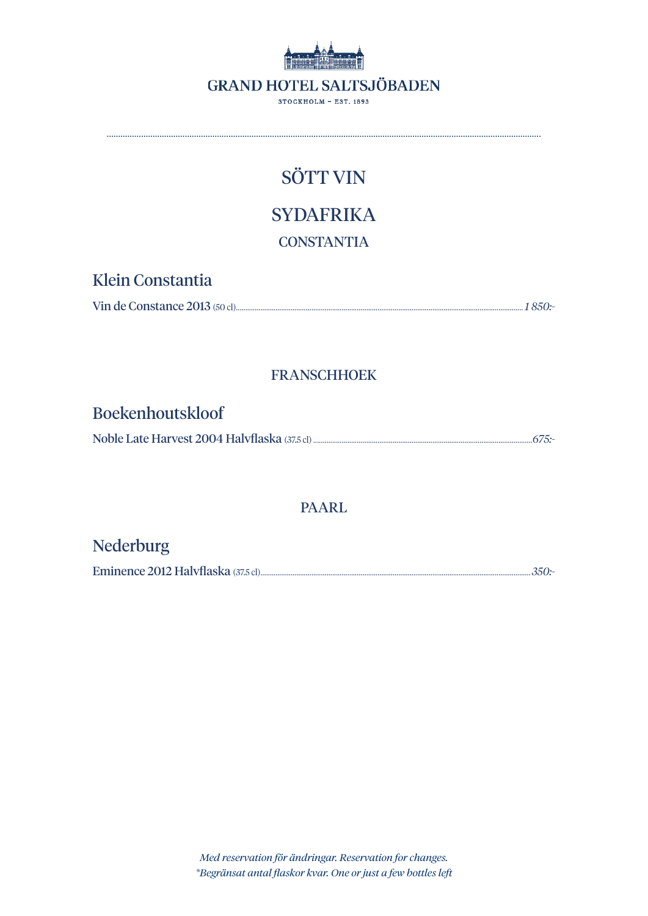GRAND HOTEL SALTSJÖBADEN

STOCKHOLM – EST. 1893

# SÖTT VIN

## SYDAFRIKA

### CONSTANTIA

**Klein Constantia**

Vin de Constance 2013 (50 cl) ........ *1 850:-*

### FRANSCHHOEK

**Boekenhoutskloof**

Noble Late Harvest 2004 Halvflaska (37.5 cl) ........ *675:-*

### PAARL

**Nederburg**

Eminence 2012 Halvflaska (37.5 cl) ........ *350:-*

*Med reservation för ändringar. Reservation for changes.*
*\*Begränsat antal flaskor kvar. One or just a few bottles left*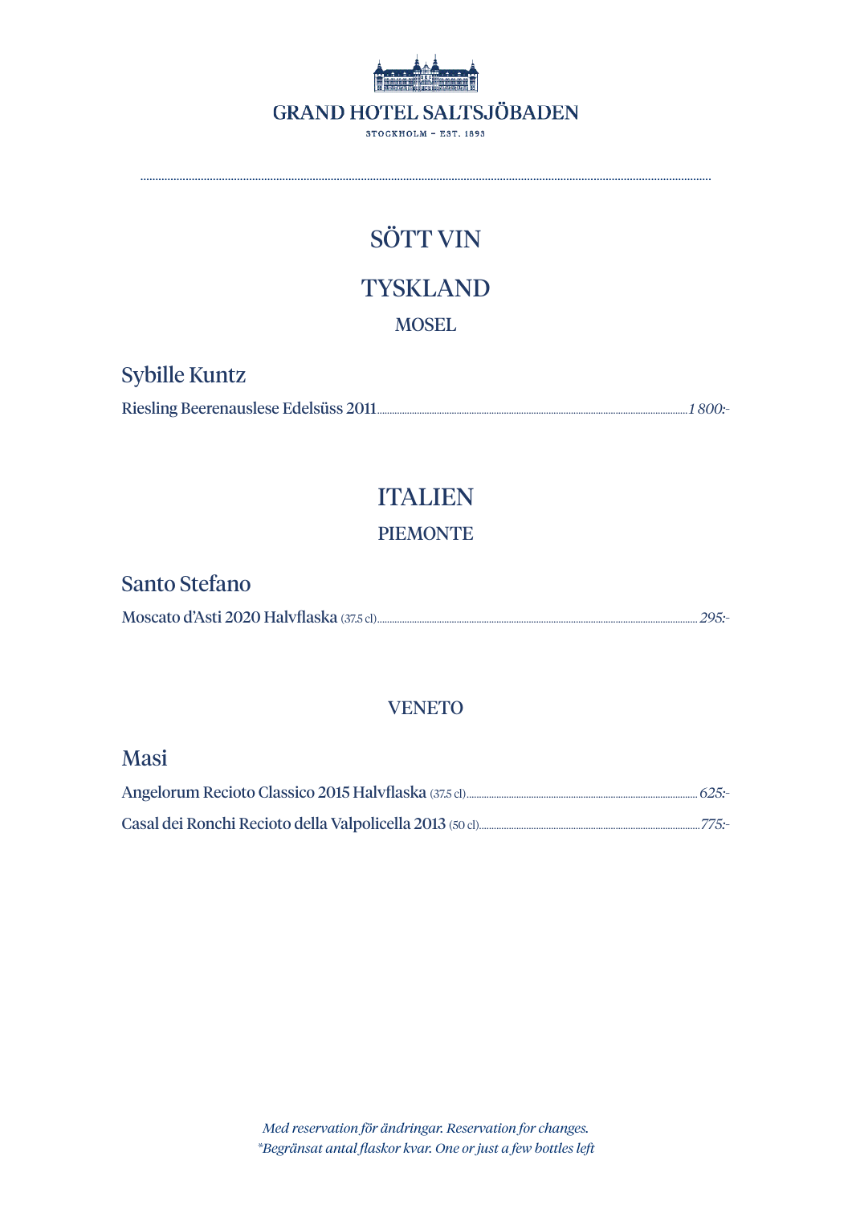GRAND HOTEL SALTSJÖBADEN

STOCKHOLM – EST. 1893

# SÖTT VIN

## TYSKLAND

### MOSEL

#### Sybille Kuntz

Riesling Beerenauslese Edelsüss 2011 ........ *1 800:-*

## ITALIEN

### PIEMONTE

#### Santo Stefano

Moscato d'Asti 2020 Halvflaska (37.5 cl) ........ *295:-*

### VENETO

#### Masi

Angelorum Recioto Classico 2015 Halvflaska (37.5 cl) ........ *625:-*

Casal dei Ronchi Recioto della Valpolicella 2013 (50 cl) ........ *775:-*

*Med reservation för ändringar. Reservation for changes.*
**Begränsat antal flaskor kvar. One or just a few bottles left*